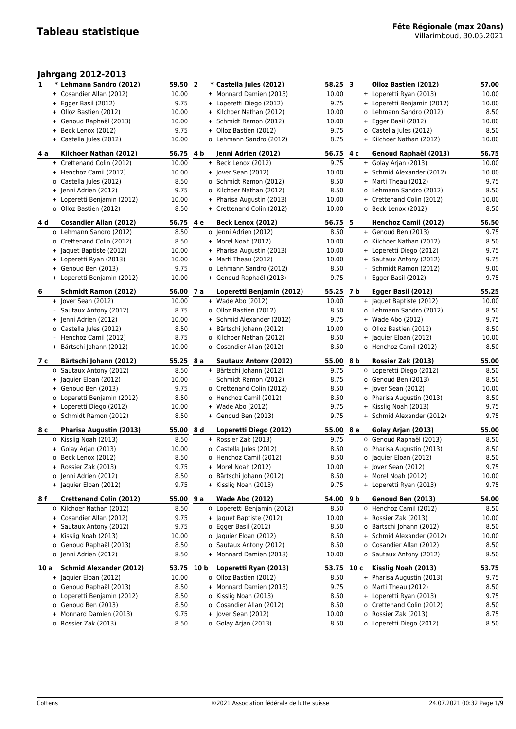# Tableau statistique

**Fête Régionale (max 20ans)**
Villarimboud, 30.05.2021

## Jahrgang 2012-2013

| Rang | | Nom | Points | Rang | | Nom | Points | Rang | | Nom | Points |
|---|---|---|---|---|---|---|---|---|---|---|---|
| **1** | * | **Lehmann Sandro (2012)** | **59.50** | **2** | * | **Castella Jules (2012)** | **58.25** | **3** | | **Olloz Bastien (2012)** | **57.00** |
| | + | Cosandier Allan (2012) | 10.00 | | + | Monnard Damien (2013) | 10.00 | | + | Loperetti Ryan (2013) | 10.00 |
| | + | Egger Basil (2012) | 9.75 | | + | Loperetti Diego (2012) | 9.75 | | + | Loperetti Benjamin (2012) | 10.00 |
| | + | Olloz Bastien (2012) | 10.00 | | + | Kilchoer Nathan (2012) | 10.00 | | o | Lehmann Sandro (2012) | 8.50 |
| | + | Genoud Raphaël (2013) | 10.00 | | + | Schmidt Ramon (2012) | 10.00 | | + | Egger Basil (2012) | 10.00 |
| | + | Beck Lenox (2012) | 9.75 | | + | Olloz Bastien (2012) | 9.75 | | o | Castella Jules (2012) | 8.50 |
| | + | Castella Jules (2012) | 10.00 | | o | Lehmann Sandro (2012) | 8.75 | | + | Kilchoer Nathan (2012) | 10.00 |
| **4 a** | | **Kilchoer Nathan (2012)** | **56.75** | **4 b** | | **Jenni Adrien (2012)** | **56.75** | **4 c** | | **Genoud Raphaël (2013)** | **56.75** |
| | + | Crettenand Colin (2012) | 10.00 | | + | Beck Lenox (2012) | 9.75 | | + | Golay Arjan (2013) | 10.00 |
| | + | Henchoz Camil (2012) | 10.00 | | + | Jover Sean (2012) | 10.00 | | + | Schmid Alexander (2012) | 10.00 |
| | o | Castella Jules (2012) | 8.50 | | o | Schmidt Ramon (2012) | 8.50 | | + | Marti Theau (2012) | 9.75 |
| | + | Jenni Adrien (2012) | 9.75 | | o | Kilchoer Nathan (2012) | 8.50 | | o | Lehmann Sandro (2012) | 8.50 |
| | + | Loperetti Benjamin (2012) | 10.00 | | + | Pharisa Augustin (2013) | 10.00 | | + | Crettenand Colin (2012) | 10.00 |
| | o | Olloz Bastien (2012) | 8.50 | | + | Crettenand Colin (2012) | 10.00 | | o | Beck Lenox (2012) | 8.50 |
| **4 d** | | **Cosandier Allan (2012)** | **56.75** | **4 e** | | **Beck Lenox (2012)** | **56.75** | **5** | | **Henchoz Camil (2012)** | **56.50** |
| | o | Lehmann Sandro (2012) | 8.50 | | o | Jenni Adrien (2012) | 8.50 | | + | Genoud Ben (2013) | 9.75 |
| | o | Crettenand Colin (2012) | 8.50 | | + | Morel Noah (2012) | 10.00 | | o | Kilchoer Nathan (2012) | 8.50 |
| | + | Jaquet Baptiste (2012) | 10.00 | | + | Pharisa Augustin (2013) | 10.00 | | + | Loperetti Diego (2012) | 9.75 |
| | + | Loperetti Ryan (2013) | 10.00 | | + | Marti Theau (2012) | 10.00 | | + | Sautaux Antony (2012) | 9.75 |
| | + | Genoud Ben (2013) | 9.75 | | o | Lehmann Sandro (2012) | 8.50 | | - | Schmidt Ramon (2012) | 9.00 |
| | + | Loperetti Benjamin (2012) | 10.00 | | + | Genoud Raphaël (2013) | 9.75 | | + | Egger Basil (2012) | 9.75 |
| **6** | | **Schmidt Ramon (2012)** | **56.00** | **7 a** | | **Loperetti Benjamin (2012)** | **55.25** | **7 b** | | **Egger Basil (2012)** | **55.25** |
| | + | Jover Sean (2012) | 10.00 | | + | Wade Abo (2012) | 10.00 | | + | Jaquet Baptiste (2012) | 10.00 |
| | - | Sautaux Antony (2012) | 8.75 | | o | Olloz Bastien (2012) | 8.50 | | o | Lehmann Sandro (2012) | 8.50 |
| | + | Jenni Adrien (2012) | 10.00 | | + | Schmid Alexander (2012) | 9.75 | | + | Wade Abo (2012) | 9.75 |
| | o | Castella Jules (2012) | 8.50 | | + | Bärtschi Johann (2012) | 10.00 | | o | Olloz Bastien (2012) | 8.50 |
| | - | Henchoz Camil (2012) | 8.75 | | o | Kilchoer Nathan (2012) | 8.50 | | + | Jaquier Eloan (2012) | 10.00 |
| | + | Bärtschi Johann (2012) | 10.00 | | o | Cosandier Allan (2012) | 8.50 | | o | Henchoz Camil (2012) | 8.50 |
| **7 c** | | **Bärtschi Johann (2012)** | **55.25** | **8 a** | | **Sautaux Antony (2012)** | **55.00** | **8 b** | | **Rossier Zak (2013)** | **55.00** |
| | o | Sautaux Antony (2012) | 8.50 | | + | Bärtschi Johann (2012) | 9.75 | | o | Loperetti Diego (2012) | 8.50 |
| | + | Jaquier Eloan (2012) | 10.00 | | - | Schmidt Ramon (2012) | 8.75 | | o | Genoud Ben (2013) | 8.50 |
| | + | Genoud Ben (2013) | 9.75 | | o | Crettenand Colin (2012) | 8.50 | | + | Jover Sean (2012) | 10.00 |
| | o | Loperetti Benjamin (2012) | 8.50 | | o | Henchoz Camil (2012) | 8.50 | | o | Pharisa Augustin (2013) | 8.50 |
| | + | Loperetti Diego (2012) | 10.00 | | + | Wade Abo (2012) | 9.75 | | + | Kisslig Noah (2013) | 9.75 |
| | o | Schmidt Ramon (2012) | 8.50 | | + | Genoud Ben (2013) | 9.75 | | + | Schmid Alexander (2012) | 9.75 |
| **8 c** | | **Pharisa Augustin (2013)** | **55.00** | **8 d** | | **Loperetti Diego (2012)** | **55.00** | **8 e** | | **Golay Arjan (2013)** | **55.00** |
| | o | Kisslig Noah (2013) | 8.50 | | + | Rossier Zak (2013) | 9.75 | | o | Genoud Raphaël (2013) | 8.50 |
| | + | Golay Arjan (2013) | 10.00 | | o | Castella Jules (2012) | 8.50 | | o | Pharisa Augustin (2013) | 8.50 |
| | o | Beck Lenox (2012) | 8.50 | | o | Henchoz Camil (2012) | 8.50 | | o | Jaquier Eloan (2012) | 8.50 |
| | + | Rossier Zak (2013) | 9.75 | | + | Morel Noah (2012) | 10.00 | | + | Jover Sean (2012) | 9.75 |
| | o | Jenni Adrien (2012) | 8.50 | | o | Bärtschi Johann (2012) | 8.50 | | + | Morel Noah (2012) | 10.00 |
| | + | Jaquier Eloan (2012) | 9.75 | | + | Kisslig Noah (2013) | 9.75 | | + | Loperetti Ryan (2013) | 9.75 |
| **8 f** | | **Crettenand Colin (2012)** | **55.00** | **9 a** | | **Wade Abo (2012)** | **54.00** | **9 b** | | **Genoud Ben (2013)** | **54.00** |
| | o | Kilchoer Nathan (2012) | 8.50 | | o | Loperetti Benjamin (2012) | 8.50 | | o | Henchoz Camil (2012) | 8.50 |
| | + | Cosandier Allan (2012) | 9.75 | | + | Jaquet Baptiste (2012) | 10.00 | | + | Rossier Zak (2013) | 10.00 |
| | + | Sautaux Antony (2012) | 9.75 | | o | Egger Basil (2012) | 8.50 | | o | Bärtschi Johann (2012) | 8.50 |
| | + | Kisslig Noah (2013) | 10.00 | | o | Jaquier Eloan (2012) | 8.50 | | + | Schmid Alexander (2012) | 10.00 |
| | o | Genoud Raphaël (2013) | 8.50 | | o | Sautaux Antony (2012) | 8.50 | | o | Cosandier Allan (2012) | 8.50 |
| | o | Jenni Adrien (2012) | 8.50 | | + | Monnard Damien (2013) | 10.00 | | o | Sautaux Antony (2012) | 8.50 |
| **10 a** | | **Schmid Alexander (2012)** | **53.75** | **10 b** | | **Loperetti Ryan (2013)** | **53.75** | **10 c** | | **Kisslig Noah (2013)** | **53.75** |
| | + | Jaquier Eloan (2012) | 10.00 | | o | Olloz Bastien (2012) | 8.50 | | + | Pharisa Augustin (2013) | 9.75 |
| | o | Genoud Raphaël (2013) | 8.50 | | + | Monnard Damien (2013) | 9.75 | | o | Marti Theau (2012) | 8.50 |
| | o | Loperetti Benjamin (2012) | 8.50 | | o | Kisslig Noah (2013) | 8.50 | | + | Loperetti Ryan (2013) | 9.75 |
| | o | Genoud Ben (2013) | 8.50 | | o | Cosandier Allan (2012) | 8.50 | | o | Crettenand Colin (2012) | 8.50 |
| | + | Monnard Damien (2013) | 9.75 | | + | Jover Sean (2012) | 10.00 | | o | Rossier Zak (2013) | 8.75 |
| | o | Rossier Zak (2013) | 8.50 | | o | Golay Arjan (2013) | 8.50 | | o | Loperetti Diego (2012) | 8.50 |

Cottens — ©2021 Association fédérale de lutte suisse — 24.07.2021 00:32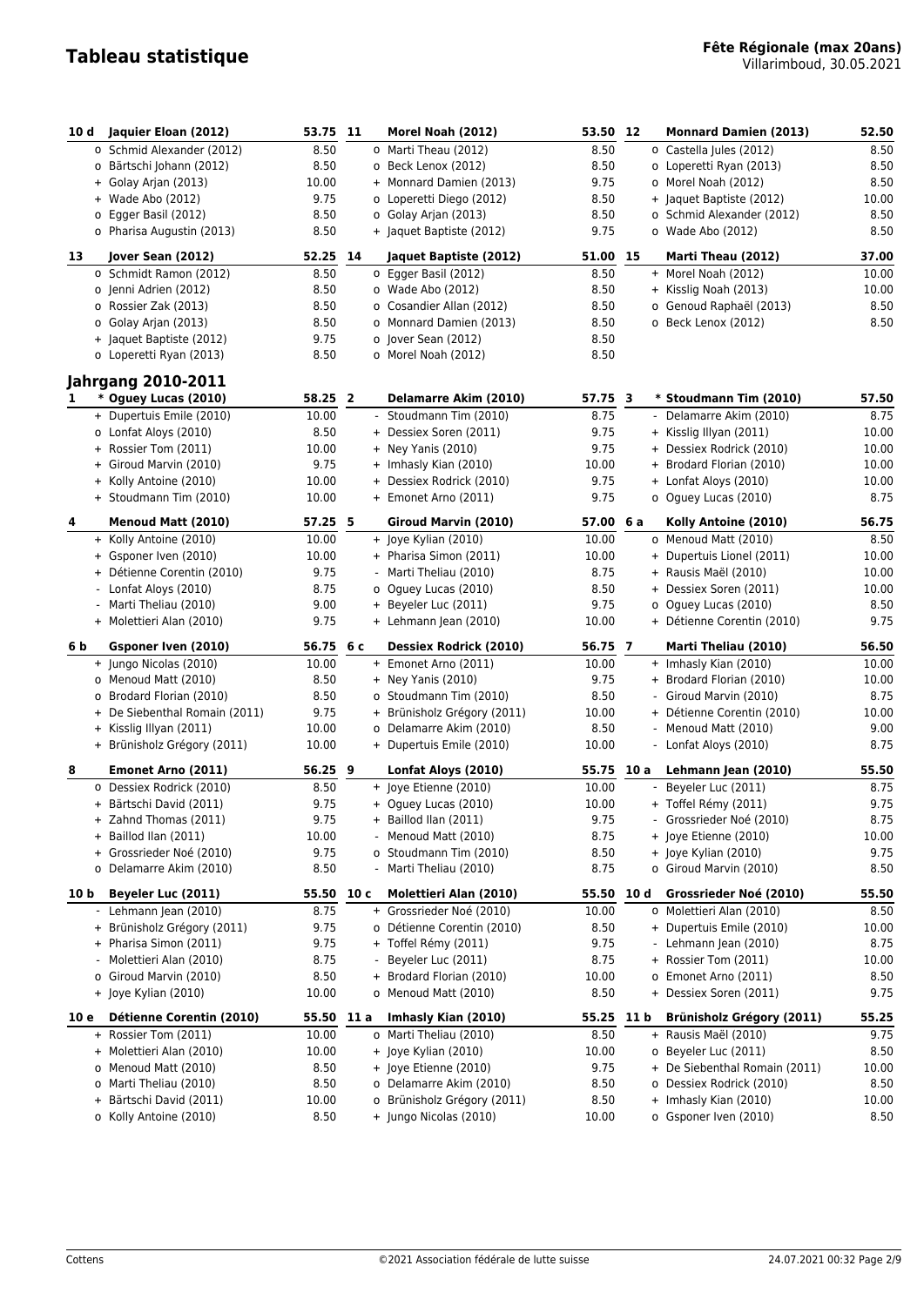# Tableau statistique

**Fête Régionale (max 20ans)**
Villarimboud, 30.05.2021

| Rang | Lutteur | Points | Rang | Lutteur | Points | Rang | Lutteur | Points |
|---|---|---|---|---|---|---|---|---|
| **10 d** | **Jaquier Eloan (2012)** | **53.75** | **11** | **Morel Noah (2012)** | **53.50** | **12** | **Monnard Damien (2013)** | **52.50** |
| o | Schmid Alexander (2012) | 8.50 | o | Marti Theau (2012) | 8.50 | o | Castella Jules (2012) | 8.50 |
| o | Bärtschi Johann (2012) | 8.50 | o | Beck Lenox (2012) | 8.50 | o | Loperetti Ryan (2013) | 8.50 |
| + | Golay Arjan (2013) | 10.00 | + | Monnard Damien (2013) | 9.75 | o | Morel Noah (2012) | 8.50 |
| + | Wade Abo (2012) | 9.75 | o | Loperetti Diego (2012) | 8.50 | + | Jaquet Baptiste (2012) | 10.00 |
| o | Egger Basil (2012) | 8.50 | o | Golay Arjan (2013) | 8.50 | o | Schmid Alexander (2012) | 8.50 |
| o | Pharisa Augustin (2013) | 8.50 | + | Jaquet Baptiste (2012) | 9.75 | o | Wade Abo (2012) | 8.50 |
| **13** | **Jover Sean (2012)** | **52.25** | **14** | **Jaquet Baptiste (2012)** | **51.00** | **15** | **Marti Theau (2012)** | **37.00** |
| o | Schmidt Ramon (2012) | 8.50 | o | Egger Basil (2012) | 8.50 | + | Morel Noah (2012) | 10.00 |
| o | Jenni Adrien (2012) | 8.50 | o | Wade Abo (2012) | 8.50 | + | Kisslig Noah (2013) | 10.00 |
| o | Rossier Zak (2013) | 8.50 | o | Cosandier Allan (2012) | 8.50 | o | Genoud Raphaël (2013) | 8.50 |
| o | Golay Arjan (2013) | 8.50 | o | Monnard Damien (2013) | 8.50 | o | Beck Lenox (2012) | 8.50 |
| + | Jaquet Baptiste (2012) | 9.75 | o | Jover Sean (2012) | 8.50 | | | |
| o | Loperetti Ryan (2013) | 8.50 | o | Morel Noah (2012) | 8.50 | | | |

## Jahrgang 2010-2011

| Rang | Lutteur | Points | Rang | Lutteur | Points | Rang | Lutteur | Points |
|---|---|---|---|---|---|---|---|---|
| **1** | **\* Oguey Lucas (2010)** | **58.25** | **2** | **Delamarre Akim (2010)** | **57.75** | **3** | **\* Stoudmann Tim (2010)** | **57.50** |
| + | Dupertuis Emile (2010) | 10.00 | - | Stoudmann Tim (2010) | 8.75 | - | Delamarre Akim (2010) | 8.75 |
| o | Lonfat Aloys (2010) | 8.50 | + | Dessiex Soren (2011) | 9.75 | + | Kisslig Illyan (2011) | 10.00 |
| + | Rossier Tom (2011) | 10.00 | + | Ney Yanis (2010) | 9.75 | + | Dessiex Rodrick (2010) | 10.00 |
| + | Giroud Marvin (2010) | 9.75 | + | Imhasly Kian (2010) | 10.00 | + | Brodard Florian (2010) | 10.00 |
| + | Kolly Antoine (2010) | 10.00 | + | Dessiex Rodrick (2010) | 9.75 | + | Lonfat Aloys (2010) | 10.00 |
| + | Stoudmann Tim (2010) | 10.00 | + | Emonet Arno (2011) | 9.75 | o | Oguey Lucas (2010) | 8.75 |
| **4** | **Menoud Matt (2010)** | **57.25** | **5** | **Giroud Marvin (2010)** | **57.00** | **6 a** | **Kolly Antoine (2010)** | **56.75** |
| + | Kolly Antoine (2010) | 10.00 | + | Joye Kylian (2010) | 10.00 | o | Menoud Matt (2010) | 8.50 |
| + | Gsponer Iven (2010) | 10.00 | + | Pharisa Simon (2011) | 10.00 | + | Dupertuis Lionel (2011) | 10.00 |
| + | Détienne Corentin (2010) | 9.75 | - | Marti Theliau (2010) | 8.75 | + | Rausis Maël (2010) | 10.00 |
| - | Lonfat Aloys (2010) | 8.75 | o | Oguey Lucas (2010) | 8.50 | + | Dessiex Soren (2011) | 10.00 |
| - | Marti Theliau (2010) | 9.00 | + | Beyeler Luc (2011) | 9.75 | o | Oguey Lucas (2010) | 8.50 |
| + | Molettieri Alan (2010) | 9.75 | + | Lehmann Jean (2010) | 10.00 | + | Détienne Corentin (2010) | 9.75 |
| **6 b** | **Gsponer Iven (2010)** | **56.75** | **6 c** | **Dessiex Rodrick (2010)** | **56.75** | **7** | **Marti Theliau (2010)** | **56.50** |
| + | Jungo Nicolas (2010) | 10.00 | + | Emonet Arno (2011) | 10.00 | + | Imhasly Kian (2010) | 10.00 |
| o | Menoud Matt (2010) | 8.50 | + | Ney Yanis (2010) | 9.75 | + | Brodard Florian (2010) | 10.00 |
| o | Brodard Florian (2010) | 8.50 | o | Stoudmann Tim (2010) | 8.50 | - | Giroud Marvin (2010) | 8.75 |
| + | De Siebenthal Romain (2011) | 9.75 | + | Brünisholz Grégory (2011) | 10.00 | + | Détienne Corentin (2010) | 10.00 |
| + | Kisslig Illyan (2011) | 10.00 | o | Delamarre Akim (2010) | 8.50 | - | Menoud Matt (2010) | 9.00 |
| + | Brünisholz Grégory (2011) | 10.00 | + | Dupertuis Emile (2010) | 10.00 | - | Lonfat Aloys (2010) | 8.75 |
| **8** | **Emonet Arno (2011)** | **56.25** | **9** | **Lonfat Aloys (2010)** | **55.75** | **10 a** | **Lehmann Jean (2010)** | **55.50** |
| o | Dessiex Rodrick (2010) | 8.50 | + | Joye Etienne (2010) | 10.00 | - | Beyeler Luc (2011) | 8.75 |
| + | Bärtschi David (2011) | 9.75 | + | Oguey Lucas (2010) | 10.00 | + | Toffel Rémy (2011) | 9.75 |
| + | Zahnd Thomas (2011) | 9.75 | + | Baillod Ilan (2011) | 9.75 | - | Grossrieder Noé (2010) | 8.75 |
| + | Baillod Ilan (2011) | 10.00 | - | Menoud Matt (2010) | 8.75 | + | Joye Etienne (2010) | 10.00 |
| + | Grossrieder Noé (2010) | 9.75 | o | Stoudmann Tim (2010) | 8.50 | + | Joye Kylian (2010) | 9.75 |
| o | Delamarre Akim (2010) | 8.50 | - | Marti Theliau (2010) | 8.75 | o | Giroud Marvin (2010) | 8.50 |
| **10 b** | **Beyeler Luc (2011)** | **55.50** | **10 c** | **Molettieri Alan (2010)** | **55.50** | **10 d** | **Grossrieder Noé (2010)** | **55.50** |
| - | Lehmann Jean (2010) | 8.75 | + | Grossrieder Noé (2010) | 10.00 | o | Molettieri Alan (2010) | 8.50 |
| + | Brünisholz Grégory (2011) | 9.75 | o | Détienne Corentin (2010) | 8.50 | + | Dupertuis Emile (2010) | 10.00 |
| + | Pharisa Simon (2011) | 9.75 | + | Toffel Rémy (2011) | 9.75 | - | Lehmann Jean (2010) | 8.75 |
| - | Molettieri Alan (2010) | 8.75 | - | Beyeler Luc (2011) | 8.75 | + | Rossier Tom (2011) | 10.00 |
| o | Giroud Marvin (2010) | 8.50 | + | Brodard Florian (2010) | 10.00 | o | Emonet Arno (2011) | 8.50 |
| + | Joye Kylian (2010) | 10.00 | o | Menoud Matt (2010) | 8.50 | + | Dessiex Soren (2011) | 9.75 |
| **10 e** | **Détienne Corentin (2010)** | **55.50** | **11 a** | **Imhasly Kian (2010)** | **55.25** | **11 b** | **Brünisholz Grégory (2011)** | **55.25** |
| + | Rossier Tom (2011) | 10.00 | o | Marti Theliau (2010) | 8.50 | + | Rausis Maël (2010) | 9.75 |
| + | Molettieri Alan (2010) | 10.00 | + | Joye Kylian (2010) | 10.00 | o | Beyeler Luc (2011) | 8.50 |
| o | Menoud Matt (2010) | 8.50 | + | Joye Etienne (2010) | 9.75 | + | De Siebenthal Romain (2011) | 10.00 |
| o | Marti Theliau (2010) | 8.50 | o | Delamarre Akim (2010) | 8.50 | o | Dessiex Rodrick (2010) | 8.50 |
| + | Bärtschi David (2011) | 10.00 | o | Brünisholz Grégory (2011) | 8.50 | + | Imhasly Kian (2010) | 10.00 |
| o | Kolly Antoine (2010) | 8.50 | + | Jungo Nicolas (2010) | 10.00 | o | Gsponer Iven (2010) | 8.50 |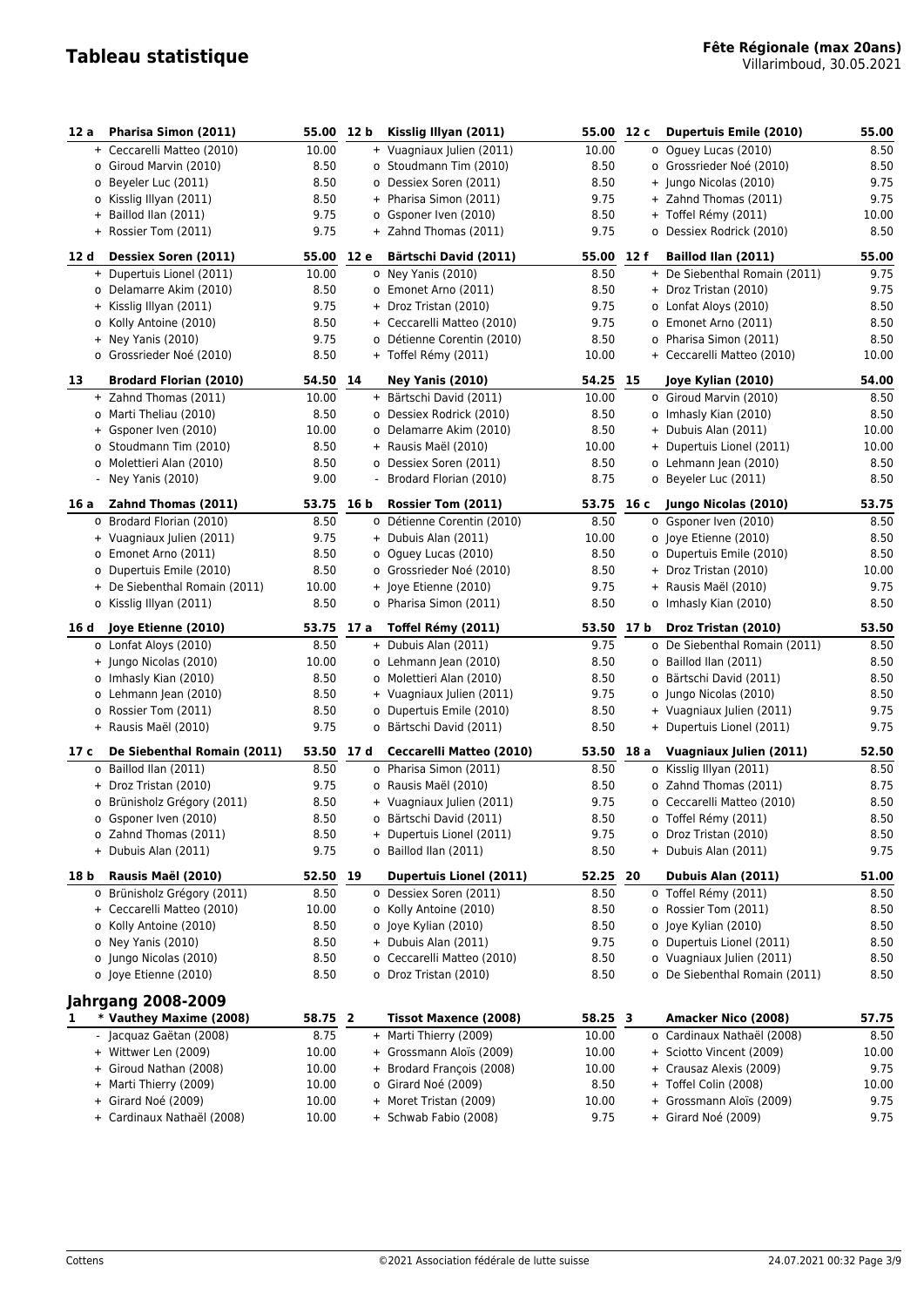# Tableau statistique

**Fête Régionale (max 20ans)**
Villarimboud, 30.05.2021

| Rang | Lutteur | Pts | Rang | Lutteur | Pts | Rang | Lutteur | Pts |
|---|---|---|---|---|---|---|---|---|
| **12 a** | **Pharisa Simon (2011)** | **55.00** | **12 b** | **Kisslig Illyan (2011)** | **55.00** | **12 c** | **Dupertuis Emile (2010)** | **55.00** |
| | + Ceccarelli Matteo (2010) | 10.00 | | + Vuagniaux Julien (2011) | 10.00 | | o Oguey Lucas (2010) | 8.50 |
| | o Giroud Marvin (2010) | 8.50 | | o Stoudmann Tim (2010) | 8.50 | | o Grossrieder Noé (2010) | 8.50 |
| | o Beyeler Luc (2011) | 8.50 | | o Dessiex Soren (2011) | 8.50 | | + Jungo Nicolas (2010) | 9.75 |
| | o Kisslig Illyan (2011) | 8.50 | | + Pharisa Simon (2011) | 9.75 | | + Zahnd Thomas (2011) | 9.75 |
| | + Baillod Ilan (2011) | 9.75 | | o Gsponer Iven (2010) | 8.50 | | + Toffel Rémy (2011) | 10.00 |
| | + Rossier Tom (2011) | 9.75 | | + Zahnd Thomas (2011) | 9.75 | | o Dessiex Rodrick (2010) | 8.50 |
| **12 d** | **Dessiex Soren (2011)** | **55.00** | **12 e** | **Bärtschi David (2011)** | **55.00** | **12 f** | **Baillod Ilan (2011)** | **55.00** |
| | + Dupertuis Lionel (2011) | 10.00 | | o Ney Yanis (2010) | 8.50 | | + De Siebenthal Romain (2011) | 9.75 |
| | o Delamarre Akim (2010) | 8.50 | | o Emonet Arno (2011) | 8.50 | | + Droz Tristan (2010) | 9.75 |
| | + Kisslig Illyan (2011) | 9.75 | | + Droz Tristan (2010) | 9.75 | | o Lonfat Aloys (2010) | 8.50 |
| | o Kolly Antoine (2010) | 8.50 | | + Ceccarelli Matteo (2010) | 9.75 | | o Emonet Arno (2011) | 8.50 |
| | + Ney Yanis (2010) | 9.75 | | o Détienne Corentin (2010) | 8.50 | | o Pharisa Simon (2011) | 8.50 |
| | o Grossrieder Noé (2010) | 8.50 | | + Toffel Rémy (2011) | 10.00 | | + Ceccarelli Matteo (2010) | 10.00 |
| **13** | **Brodard Florian (2010)** | **54.50** | **14** | **Ney Yanis (2010)** | **54.25** | **15** | **Joye Kylian (2010)** | **54.00** |
| | + Zahnd Thomas (2011) | 10.00 | | + Bärtschi David (2011) | 10.00 | | o Giroud Marvin (2010) | 8.50 |
| | o Marti Theliau (2010) | 8.50 | | o Dessiex Rodrick (2010) | 8.50 | | o Imhasly Kian (2010) | 8.50 |
| | + Gsponer Iven (2010) | 10.00 | | o Delamarre Akim (2010) | 8.50 | | + Dubuis Alan (2011) | 10.00 |
| | o Stoudmann Tim (2010) | 8.50 | | + Rausis Maël (2010) | 10.00 | | + Dupertuis Lionel (2011) | 10.00 |
| | o Molettieri Alan (2010) | 8.50 | | o Dessiex Soren (2011) | 8.50 | | o Lehmann Jean (2010) | 8.50 |
| | - Ney Yanis (2010) | 9.00 | | - Brodard Florian (2010) | 8.75 | | o Beyeler Luc (2011) | 8.50 |
| **16 a** | **Zahnd Thomas (2011)** | **53.75** | **16 b** | **Rossier Tom (2011)** | **53.75** | **16 c** | **Jungo Nicolas (2010)** | **53.75** |
| | o Brodard Florian (2010) | 8.50 | | o Détienne Corentin (2010) | 8.50 | | o Gsponer Iven (2010) | 8.50 |
| | + Vuagniaux Julien (2011) | 9.75 | | + Dubuis Alan (2011) | 10.00 | | o Joye Etienne (2010) | 8.50 |
| | o Emonet Arno (2011) | 8.50 | | o Oguey Lucas (2010) | 8.50 | | o Dupertuis Emile (2010) | 8.50 |
| | o Dupertuis Emile (2010) | 8.50 | | o Grossrieder Noé (2010) | 8.50 | | + Droz Tristan (2010) | 10.00 |
| | + De Siebenthal Romain (2011) | 10.00 | | + Joye Etienne (2010) | 9.75 | | + Rausis Maël (2010) | 9.75 |
| | o Kisslig Illyan (2011) | 8.50 | | o Pharisa Simon (2011) | 8.50 | | o Imhasly Kian (2010) | 8.50 |
| **16 d** | **Joye Etienne (2010)** | **53.75** | **17 a** | **Toffel Rémy (2011)** | **53.50** | **17 b** | **Droz Tristan (2010)** | **53.50** |
| | o Lonfat Aloys (2010) | 8.50 | | + Dubuis Alan (2011) | 9.75 | | o De Siebenthal Romain (2011) | 8.50 |
| | + Jungo Nicolas (2010) | 10.00 | | o Lehmann Jean (2010) | 8.50 | | o Baillod Ilan (2011) | 8.50 |
| | o Imhasly Kian (2010) | 8.50 | | o Molettieri Alan (2010) | 8.50 | | o Bärtschi David (2011) | 8.50 |
| | o Lehmann Jean (2010) | 8.50 | | + Vuagniaux Julien (2011) | 9.75 | | o Jungo Nicolas (2010) | 8.50 |
| | o Rossier Tom (2011) | 8.50 | | o Dupertuis Emile (2010) | 8.50 | | + Vuagniaux Julien (2011) | 9.75 |
| | + Rausis Maël (2010) | 9.75 | | o Bärtschi David (2011) | 8.50 | | + Dupertuis Lionel (2011) | 9.75 |
| **17 c** | **De Siebenthal Romain (2011)** | **53.50** | **17 d** | **Ceccarelli Matteo (2010)** | **53.50** | **18 a** | **Vuagniaux Julien (2011)** | **52.50** |
| | o Baillod Ilan (2011) | 8.50 | | o Pharisa Simon (2011) | 8.50 | | o Kisslig Illyan (2011) | 8.50 |
| | + Droz Tristan (2010) | 9.75 | | o Rausis Maël (2010) | 8.50 | | o Zahnd Thomas (2011) | 8.75 |
| | o Brünisholz Grégory (2011) | 8.50 | | + Vuagniaux Julien (2011) | 9.75 | | o Ceccarelli Matteo (2010) | 8.50 |
| | o Gsponer Iven (2010) | 8.50 | | o Bärtschi David (2011) | 8.50 | | o Toffel Rémy (2011) | 8.50 |
| | o Zahnd Thomas (2011) | 8.50 | | + Dupertuis Lionel (2011) | 9.75 | | o Droz Tristan (2010) | 8.50 |
| | + Dubuis Alan (2011) | 9.75 | | o Baillod Ilan (2011) | 8.50 | | + Dubuis Alan (2011) | 9.75 |
| **18 b** | **Rausis Maël (2010)** | **52.50** | **19** | **Dupertuis Lionel (2011)** | **52.25** | **20** | **Dubuis Alan (2011)** | **51.00** |
| | o Brünisholz Grégory (2011) | 8.50 | | o Dessiex Soren (2011) | 8.50 | | o Toffel Rémy (2011) | 8.50 |
| | + Ceccarelli Matteo (2010) | 10.00 | | o Kolly Antoine (2010) | 8.50 | | o Rossier Tom (2011) | 8.50 |
| | o Kolly Antoine (2010) | 8.50 | | o Joye Kylian (2010) | 8.50 | | o Joye Kylian (2010) | 8.50 |
| | o Ney Yanis (2010) | 8.50 | | + Dubuis Alan (2011) | 9.75 | | o Dupertuis Lionel (2011) | 8.50 |
| | o Jungo Nicolas (2010) | 8.50 | | o Ceccarelli Matteo (2010) | 8.50 | | o Vuagniaux Julien (2011) | 8.50 |
| | o Joye Etienne (2010) | 8.50 | | o Droz Tristan (2010) | 8.50 | | o De Siebenthal Romain (2011) | 8.50 |

## Jahrgang 2008-2009

| Rang | Lutteur | Pts | Rang | Lutteur | Pts | Rang | Lutteur | Pts |
|---|---|---|---|---|---|---|---|---|
| **1** | **\* Vauthey Maxime (2008)** | **58.75** | **2** | **Tissot Maxence (2008)** | **58.25** | **3** | **Amacker Nico (2008)** | **57.75** |
| | - Jacquaz Gaëtan (2008) | 8.75 | | + Marti Thierry (2009) | 10.00 | | o Cardinaux Nathaël (2008) | 8.50 |
| | + Wittwer Len (2009) | 10.00 | | + Grossmann Aloïs (2009) | 10.00 | | + Sciotto Vincent (2009) | 10.00 |
| | + Giroud Nathan (2008) | 10.00 | | + Brodard François (2008) | 10.00 | | + Crausaz Alexis (2009) | 9.75 |
| | + Marti Thierry (2009) | 10.00 | | o Girard Noé (2009) | 8.50 | | + Toffel Colin (2008) | 10.00 |
| | + Girard Noé (2009) | 10.00 | | + Moret Tristan (2009) | 10.00 | | + Grossmann Aloïs (2009) | 9.75 |
| | + Cardinaux Nathaël (2008) | 10.00 | | + Schwab Fabio (2008) | 9.75 | | + Girard Noé (2009) | 9.75 |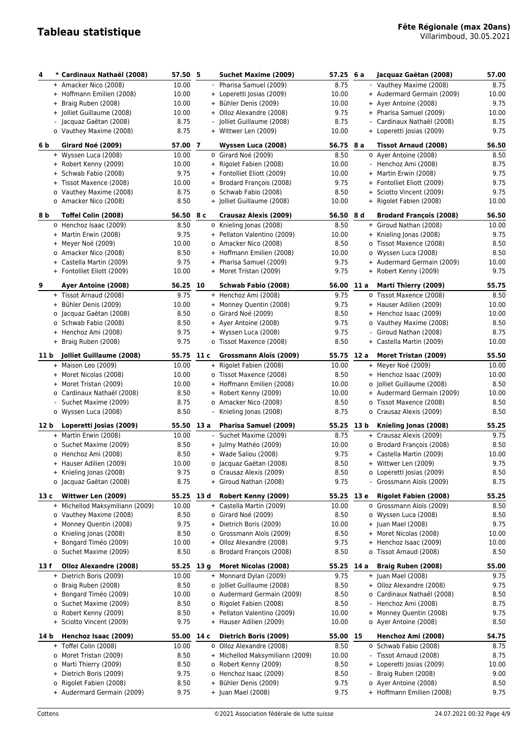# Tableau statistique

**Fête Régionale (max 20ans)**
Villarimboud, 30.05.2021

| Rang | | Nom | Points | Rang | | Nom | Points | Rang | | Nom | Points |
|---|---|---|---|---|---|---|---|---|---|---|---|
| **4** | * | **Cardinaux Nathaël (2008)** | **57.50** | **5** | | **Suchet Maxime (2009)** | **57.25** | **6 a** | | **Jacquaz Gaëtan (2008)** | **57.00** |
| | + | Amacker Nico (2008) | 10.00 | | - | Pharisa Samuel (2009) | 8.75 | | - | Vauthey Maxime (2008) | 8.75 |
| | + | Hoffmann Emilien (2008) | 10.00 | | + | Loperetti Josias (2009) | 10.00 | | + | Audermard Germain (2009) | 10.00 |
| | + | Braig Ruben (2008) | 10.00 | | + | Bühler Denis (2009) | 10.00 | | + | Ayer Antoine (2008) | 9.75 |
| | + | Jolliet Guillaume (2008) | 10.00 | | + | Olloz Alexandre (2008) | 9.75 | | + | Pharisa Samuel (2009) | 10.00 |
| | - | Jacquaz Gaëtan (2008) | 8.75 | | - | Jolliet Guillaume (2008) | 8.75 | | - | Cardinaux Nathaël (2008) | 8.75 |
| | o | Vauthey Maxime (2008) | 8.75 | | + | Wittwer Len (2009) | 10.00 | | + | Loperetti Josias (2009) | 9.75 |
| **6 b** | | **Girard Noé (2009)** | **57.00** | **7** | | **Wyssen Luca (2008)** | **56.75** | **8 a** | | **Tissot Arnaud (2008)** | **56.50** |
| | + | Wyssen Luca (2008) | 10.00 | | o | Girard Noé (2009) | 8.50 | | o | Ayer Antoine (2008) | 8.50 |
| | + | Robert Kenny (2009) | 10.00 | | + | Rigolet Fabien (2008) | 10.00 | | - | Henchoz Ami (2008) | 8.75 |
| | + | Schwab Fabio (2008) | 9.75 | | + | Fontolliet Eliott (2009) | 10.00 | | + | Martin Erwin (2008) | 9.75 |
| | + | Tissot Maxence (2008) | 10.00 | | + | Brodard François (2008) | 9.75 | | + | Fontolliet Eliott (2009) | 9.75 |
| | o | Vauthey Maxime (2008) | 8.75 | | o | Schwab Fabio (2008) | 8.50 | | + | Sciotto Vincent (2009) | 9.75 |
| | o | Amacker Nico (2008) | 8.50 | | + | Jolliet Guillaume (2008) | 10.00 | | + | Rigolet Fabien (2008) | 10.00 |
| **8 b** | | **Toffel Colin (2008)** | **56.50** | **8 c** | | **Crausaz Alexis (2009)** | **56.50** | **8 d** | | **Brodard François (2008)** | **56.50** |
| | o | Henchoz Isaac (2009) | 8.50 | | o | Knieling Jonas (2008) | 8.50 | | + | Giroud Nathan (2008) | 10.00 |
| | + | Martin Erwin (2008) | 9.75 | | + | Pellaton Valentino (2009) | 10.00 | | + | Knieling Jonas (2008) | 9.75 |
| | + | Meyer Noé (2009) | 10.00 | | o | Amacker Nico (2008) | 8.50 | | o | Tissot Maxence (2008) | 8.50 |
| | o | Amacker Nico (2008) | 8.50 | | + | Hoffmann Emilien (2008) | 10.00 | | o | Wyssen Luca (2008) | 8.50 |
| | + | Castella Martin (2009) | 9.75 | | + | Pharisa Samuel (2009) | 9.75 | | + | Audermard Germain (2009) | 10.00 |
| | + | Fontolliet Eliott (2009) | 10.00 | | + | Moret Tristan (2009) | 9.75 | | + | Robert Kenny (2009) | 9.75 |
| **9** | | **Ayer Antoine (2008)** | **56.25** | **10** | | **Schwab Fabio (2008)** | **56.00** | **11 a** | | **Marti Thierry (2009)** | **55.75** |
| | + | Tissot Arnaud (2008) | 9.75 | | + | Henchoz Ami (2008) | 9.75 | | o | Tissot Maxence (2008) | 8.50 |
| | + | Bühler Denis (2009) | 10.00 | | + | Monney Quentin (2008) | 9.75 | | + | Hauser Adilien (2009) | 10.00 |
| | o | Jacquaz Gaëtan (2008) | 8.50 | | o | Girard Noé (2009) | 8.50 | | + | Henchoz Isaac (2009) | 10.00 |
| | o | Schwab Fabio (2008) | 8.50 | | + | Ayer Antoine (2008) | 9.75 | | o | Vauthey Maxime (2008) | 8.50 |
| | + | Henchoz Ami (2008) | 9.75 | | + | Wyssen Luca (2008) | 9.75 | | - | Giroud Nathan (2008) | 8.75 |
| | + | Braig Ruben (2008) | 9.75 | | o | Tissot Maxence (2008) | 8.50 | | + | Castella Martin (2009) | 10.00 |
| **11 b** | | **Jolliet Guillaume (2008)** | **55.75** | **11 c** | | **Grossmann Aloïs (2009)** | **55.75** | **12 a** | | **Moret Tristan (2009)** | **55.50** |
| | + | Maison Leo (2009) | 10.00 | | + | Rigolet Fabien (2008) | 10.00 | | + | Meyer Noé (2009) | 10.00 |
| | + | Moret Nicolas (2008) | 10.00 | | o | Tissot Maxence (2008) | 8.50 | | + | Henchoz Isaac (2009) | 10.00 |
| | + | Moret Tristan (2009) | 10.00 | | + | Hoffmann Emilien (2008) | 10.00 | | o | Jolliet Guillaume (2008) | 8.50 |
| | o | Cardinaux Nathaël (2008) | 8.50 | | + | Robert Kenny (2009) | 10.00 | | + | Audermard Germain (2009) | 10.00 |
| | - | Suchet Maxime (2009) | 8.75 | | o | Amacker Nico (2008) | 8.50 | | o | Tissot Maxence (2008) | 8.50 |
| | o | Wyssen Luca (2008) | 8.50 | | - | Knieling Jonas (2008) | 8.75 | | o | Crausaz Alexis (2009) | 8.50 |
| **12 b** | | **Loperetti Josias (2009)** | **55.50** | **13 a** | | **Pharisa Samuel (2009)** | **55.25** | **13 b** | | **Knieling Jonas (2008)** | **55.25** |
| | + | Martin Erwin (2008) | 10.00 | | - | Suchet Maxime (2009) | 8.75 | | + | Crausaz Alexis (2009) | 9.75 |
| | o | Suchet Maxime (2009) | 8.50 | | + | Julmy Mathéo (2009) | 10.00 | | o | Brodard François (2008) | 8.50 |
| | o | Henchoz Ami (2008) | 8.50 | | + | Wade Saliou (2008) | 9.75 | | + | Castella Martin (2009) | 10.00 |
| | + | Hauser Adilien (2009) | 10.00 | | o | Jacquaz Gaëtan (2008) | 8.50 | | + | Wittwer Len (2009) | 9.75 |
| | + | Knieling Jonas (2008) | 9.75 | | o | Crausaz Alexis (2009) | 8.50 | | o | Loperetti Josias (2009) | 8.50 |
| | o | Jacquaz Gaëtan (2008) | 8.75 | | + | Giroud Nathan (2008) | 9.75 | | - | Grossmann Aloïs (2009) | 8.75 |
| **13 c** | | **Wittwer Len (2009)** | **55.25** | **13 d** | | **Robert Kenny (2009)** | **55.25** | **13 e** | | **Rigolet Fabien (2008)** | **55.25** |
| | + | Michellod Maksymiliann (2009) | 10.00 | | + | Castella Martin (2009) | 10.00 | | o | Grossmann Aloïs (2009) | 8.50 |
| | o | Vauthey Maxime (2008) | 8.50 | | o | Girard Noé (2009) | 8.50 | | o | Wyssen Luca (2008) | 8.50 |
| | + | Monney Quentin (2008) | 9.75 | | + | Dietrich Boris (2009) | 10.00 | | + | Juan Mael (2008) | 9.75 |
| | o | Knieling Jonas (2008) | 8.50 | | o | Grossmann Aloïs (2009) | 8.50 | | + | Moret Nicolas (2008) | 10.00 |
| | + | Bongard Timéo (2009) | 10.00 | | + | Olloz Alexandre (2008) | 9.75 | | + | Henchoz Isaac (2009) | 10.00 |
| | o | Suchet Maxime (2009) | 8.50 | | o | Brodard François (2008) | 8.50 | | o | Tissot Arnaud (2008) | 8.50 |
| **13 f** | | **Olloz Alexandre (2008)** | **55.25** | **13 g** | | **Moret Nicolas (2008)** | **55.25** | **14 a** | | **Braig Ruben (2008)** | **55.00** |
| | + | Dietrich Boris (2009) | 10.00 | | + | Monnard Dylan (2009) | 9.75 | | + | Juan Mael (2008) | 9.75 |
| | o | Braig Ruben (2008) | 8.50 | | o | Jolliet Guillaume (2008) | 8.50 | | + | Olloz Alexandre (2008) | 9.75 |
| | + | Bongard Timéo (2009) | 10.00 | | o | Audermard Germain (2009) | 8.50 | | o | Cardinaux Nathaël (2008) | 8.50 |
| | o | Suchet Maxime (2009) | 8.50 | | o | Rigolet Fabien (2008) | 8.50 | | - | Henchoz Ami (2008) | 8.75 |
| | o | Robert Kenny (2009) | 8.50 | | + | Pellaton Valentino (2009) | 10.00 | | + | Monney Quentin (2008) | 9.75 |
| | + | Sciotto Vincent (2009) | 9.75 | | + | Hauser Adilien (2009) | 10.00 | | o | Ayer Antoine (2008) | 8.50 |
| **14 b** | | **Henchoz Isaac (2009)** | **55.00** | **14 c** | | **Dietrich Boris (2009)** | **55.00** | **15** | | **Henchoz Ami (2008)** | **54.75** |
| | + | Toffel Colin (2008) | 10.00 | | o | Olloz Alexandre (2008) | 8.50 | | o | Schwab Fabio (2008) | 8.75 |
| | o | Moret Tristan (2009) | 8.50 | | + | Michellod Maksymiliann (2009) | 10.00 | | - | Tissot Arnaud (2008) | 8.75 |
| | o | Marti Thierry (2009) | 8.50 | | o | Robert Kenny (2009) | 8.50 | | + | Loperetti Josias (2009) | 10.00 |
| | + | Dietrich Boris (2009) | 9.75 | | o | Henchoz Isaac (2009) | 8.50 | | - | Braig Ruben (2008) | 9.00 |
| | o | Rigolet Fabien (2008) | 8.50 | | + | Bühler Denis (2009) | 9.75 | | o | Ayer Antoine (2008) | 8.50 |
| | + | Audermard Germain (2009) | 9.75 | | + | Juan Mael (2008) | 9.75 | | + | Hoffmann Emilien (2008) | 9.75 |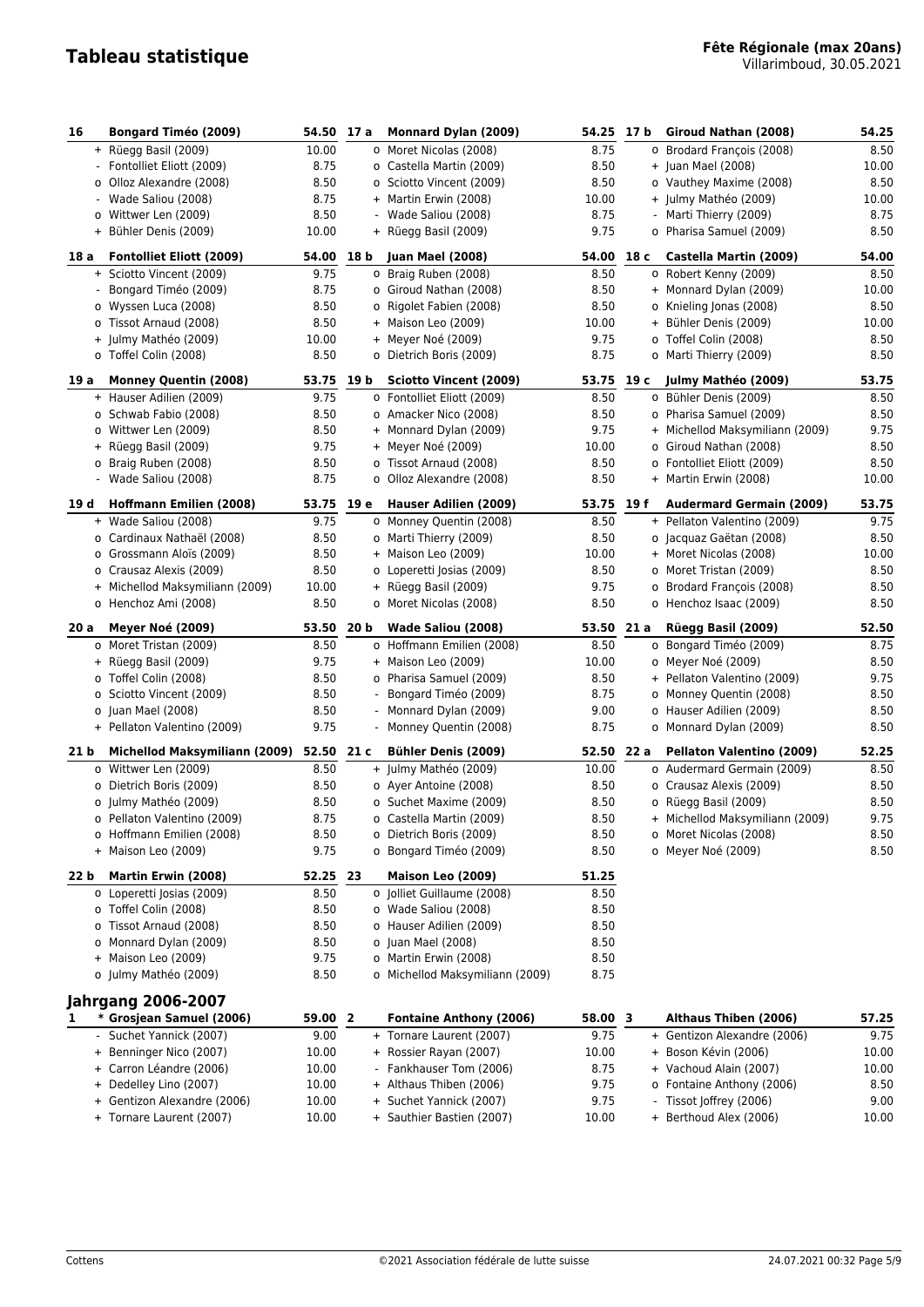# Tableau statistique

**Fête Régionale (max 20ans)**
Villarimboud, 30.05.2021

| Rang | Lutteur | Points | Rang | Lutteur | Points | Rang | Lutteur | Points |
|---|---|---|---|---|---|---|---|---|
| **16** | **Bongard Timéo (2009)** | **54.50** | **17 a** | **Monnard Dylan (2009)** | **54.25** | **17 b** | **Giroud Nathan (2008)** | **54.25** |
| + | Rüegg Basil (2009) | 10.00 | o | Moret Nicolas (2008) | 8.75 | o | Brodard François (2008) | 8.50 |
| - | Fontolliet Eliott (2009) | 8.75 | o | Castella Martin (2009) | 8.50 | + | Juan Mael (2008) | 10.00 |
| o | Olloz Alexandre (2008) | 8.50 | o | Sciotto Vincent (2009) | 8.50 | o | Vauthey Maxime (2008) | 8.50 |
| - | Wade Saliou (2008) | 8.75 | + | Martin Erwin (2008) | 10.00 | + | Julmy Mathéo (2009) | 10.00 |
| o | Wittwer Len (2009) | 8.50 | - | Wade Saliou (2008) | 8.75 | - | Marti Thierry (2009) | 8.75 |
| + | Bühler Denis (2009) | 10.00 | + | Rüegg Basil (2009) | 9.75 | o | Pharisa Samuel (2009) | 8.50 |
| **18 a** | **Fontolliet Eliott (2009)** | **54.00** | **18 b** | **Juan Mael (2008)** | **54.00** | **18 c** | **Castella Martin (2009)** | **54.00** |
| + | Sciotto Vincent (2009) | 9.75 | o | Braig Ruben (2008) | 8.50 | o | Robert Kenny (2009) | 8.50 |
| - | Bongard Timéo (2009) | 8.75 | o | Giroud Nathan (2008) | 8.50 | + | Monnard Dylan (2009) | 10.00 |
| o | Wyssen Luca (2008) | 8.50 | o | Rigolet Fabien (2008) | 8.50 | o | Knieling Jonas (2008) | 8.50 |
| o | Tissot Arnaud (2008) | 8.50 | + | Maison Leo (2009) | 10.00 | + | Bühler Denis (2009) | 10.00 |
| + | Julmy Mathéo (2009) | 10.00 | + | Meyer Noé (2009) | 9.75 | o | Toffel Colin (2008) | 8.50 |
| o | Toffel Colin (2008) | 8.50 | o | Dietrich Boris (2009) | 8.75 | o | Marti Thierry (2009) | 8.50 |
| **19 a** | **Monney Quentin (2008)** | **53.75** | **19 b** | **Sciotto Vincent (2009)** | **53.75** | **19 c** | **Julmy Mathéo (2009)** | **53.75** |
| + | Hauser Adilien (2009) | 9.75 | o | Fontolliet Eliott (2009) | 8.50 | o | Bühler Denis (2009) | 8.50 |
| o | Schwab Fabio (2008) | 8.50 | o | Amacker Nico (2008) | 8.50 | o | Pharisa Samuel (2009) | 8.50 |
| o | Wittwer Len (2009) | 8.50 | + | Monnard Dylan (2009) | 9.75 | + | Michellod Maksymiliann (2009) | 9.75 |
| + | Rüegg Basil (2009) | 9.75 | + | Meyer Noé (2009) | 10.00 | o | Giroud Nathan (2008) | 8.50 |
| o | Braig Ruben (2008) | 8.50 | o | Tissot Arnaud (2008) | 8.50 | o | Fontolliet Eliott (2009) | 8.50 |
| - | Wade Saliou (2008) | 8.75 | o | Olloz Alexandre (2008) | 8.50 | + | Martin Erwin (2008) | 10.00 |
| **19 d** | **Hoffmann Emilien (2008)** | **53.75** | **19 e** | **Hauser Adilien (2009)** | **53.75** | **19 f** | **Audermard Germain (2009)** | **53.75** |
| + | Wade Saliou (2008) | 9.75 | o | Monney Quentin (2008) | 8.50 | + | Pellaton Valentino (2009) | 9.75 |
| o | Cardinaux Nathaël (2008) | 8.50 | o | Marti Thierry (2009) | 8.50 | o | Jacquaz Gaëtan (2008) | 8.50 |
| o | Grossmann Aloïs (2009) | 8.50 | + | Maison Leo (2009) | 10.00 | + | Moret Nicolas (2008) | 10.00 |
| o | Crausaz Alexis (2009) | 8.50 | o | Loperetti Josias (2009) | 8.50 | o | Moret Tristan (2009) | 8.50 |
| + | Michellod Maksymiliann (2009) | 10.00 | + | Rüegg Basil (2009) | 9.75 | o | Brodard François (2008) | 8.50 |
| o | Henchoz Ami (2008) | 8.50 | o | Moret Nicolas (2008) | 8.50 | o | Henchoz Isaac (2009) | 8.50 |
| **20 a** | **Meyer Noé (2009)** | **53.50** | **20 b** | **Wade Saliou (2008)** | **53.50** | **21 a** | **Rüegg Basil (2009)** | **52.50** |
| o | Moret Tristan (2009) | 8.50 | o | Hoffmann Emilien (2008) | 8.50 | o | Bongard Timéo (2009) | 8.75 |
| + | Rüegg Basil (2009) | 9.75 | + | Maison Leo (2009) | 10.00 | o | Meyer Noé (2009) | 8.50 |
| o | Toffel Colin (2008) | 8.50 | o | Pharisa Samuel (2009) | 8.50 | + | Pellaton Valentino (2009) | 9.75 |
| o | Sciotto Vincent (2009) | 8.50 | - | Bongard Timéo (2009) | 8.75 | o | Monney Quentin (2008) | 8.50 |
| o | Juan Mael (2008) | 8.50 | - | Monnard Dylan (2009) | 9.00 | o | Hauser Adilien (2009) | 8.50 |
| + | Pellaton Valentino (2009) | 9.75 | - | Monney Quentin (2008) | 8.75 | o | Monnard Dylan (2009) | 8.50 |
| **21 b** | **Michellod Maksymiliann (2009)** | **52.50** | **21 c** | **Bühler Denis (2009)** | **52.50** | **22 a** | **Pellaton Valentino (2009)** | **52.25** |
| o | Wittwer Len (2009) | 8.50 | + | Julmy Mathéo (2009) | 10.00 | o | Audermard Germain (2009) | 8.50 |
| o | Dietrich Boris (2009) | 8.50 | o | Ayer Antoine (2008) | 8.50 | o | Crausaz Alexis (2009) | 8.50 |
| o | Julmy Mathéo (2009) | 8.50 | o | Suchet Maxime (2009) | 8.50 | o | Rüegg Basil (2009) | 8.50 |
| o | Pellaton Valentino (2009) | 8.75 | o | Castella Martin (2009) | 8.50 | + | Michellod Maksymiliann (2009) | 9.75 |
| o | Hoffmann Emilien (2008) | 8.50 | o | Dietrich Boris (2009) | 8.50 | o | Moret Nicolas (2008) | 8.50 |
| + | Maison Leo (2009) | 9.75 | o | Bongard Timéo (2009) | 8.50 | o | Meyer Noé (2009) | 8.50 |
| **22 b** | **Martin Erwin (2008)** | **52.25** | **23** | **Maison Leo (2009)** | **51.25** | | | |
| o | Loperetti Josias (2009) | 8.50 | o | Jolliet Guillaume (2008) | 8.50 | | | |
| o | Toffel Colin (2008) | 8.50 | o | Wade Saliou (2008) | 8.50 | | | |
| o | Tissot Arnaud (2008) | 8.50 | o | Hauser Adilien (2009) | 8.50 | | | |
| o | Monnard Dylan (2009) | 8.50 | o | Juan Mael (2008) | 8.50 | | | |
| + | Maison Leo (2009) | 9.75 | o | Martin Erwin (2008) | 8.50 | | | |
| o | Julmy Mathéo (2009) | 8.50 | o | Michellod Maksymiliann (2009) | 8.75 | | | |

## Jahrgang 2006-2007

| Rang | Lutteur | Points | Rang | Lutteur | Points | Rang | Lutteur | Points |
|---|---|---|---|---|---|---|---|---|
| **1** | *** Grosjean Samuel (2006)** | **59.00** | **2** | **Fontaine Anthony (2006)** | **58.00** | **3** | **Althaus Thiben (2006)** | **57.25** |
| - | Suchet Yannick (2007) | 9.00 | + | Tornare Laurent (2007) | 9.75 | + | Gentizon Alexandre (2006) | 9.75 |
| + | Benninger Nico (2007) | 10.00 | + | Rossier Rayan (2007) | 10.00 | + | Boson Kévin (2006) | 10.00 |
| + | Carron Léandre (2006) | 10.00 | - | Fankhauser Tom (2006) | 8.75 | + | Vachoud Alain (2007) | 10.00 |
| + | Dedelley Lino (2007) | 10.00 | + | Althaus Thiben (2006) | 9.75 | o | Fontaine Anthony (2006) | 8.50 |
| + | Gentizon Alexandre (2006) | 10.00 | + | Suchet Yannick (2007) | 9.75 | - | Tissot Joffrey (2006) | 9.00 |
| + | Tornare Laurent (2007) | 10.00 | + | Sauthier Bastien (2007) | 10.00 | + | Berthoud Alex (2006) | 10.00 |

Cottens

©2021 Association fédérale de lutte suisse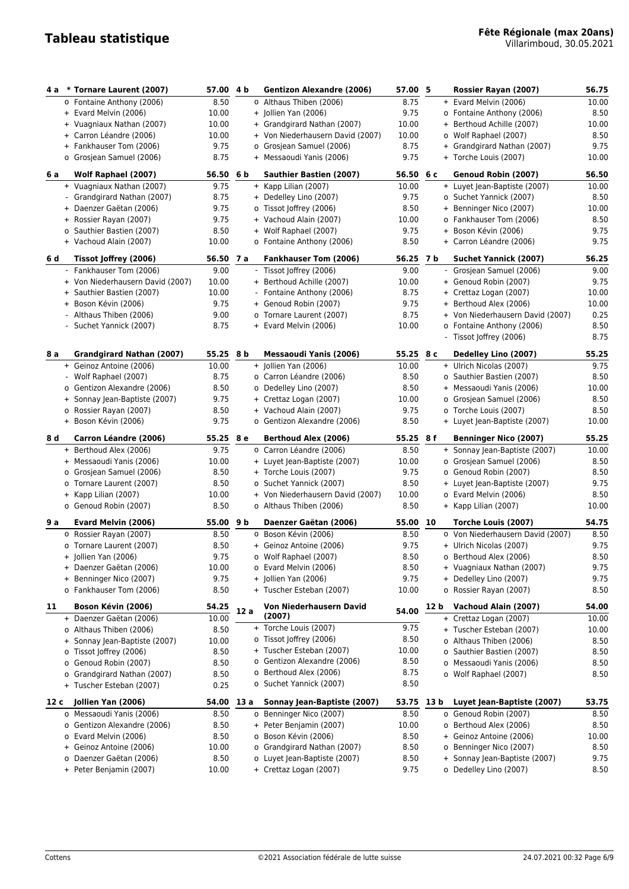# Tableau statistique

**Fête Régionale (max 20ans)**
Villarimboud, 30.05.2021

| Rang | Lutteur / Adversaire | Points |
|---|---|---|
| **4 a** | **\* Tornare Laurent (2007)** | **57.00** |
| | o Fontaine Anthony (2006) | 8.50 |
| | + Evard Melvin (2006) | 10.00 |
| | + Vuagniaux Nathan (2007) | 10.00 |
| | + Carron Léandre (2006) | 10.00 |
| | + Fankhauser Tom (2006) | 9.75 |
| | o Grosjean Samuel (2006) | 8.75 |
| **4 b** | **Gentizon Alexandre (2006)** | **57.00** |
| | o Althaus Thiben (2006) | 8.75 |
| | + Jollien Yan (2006) | 9.75 |
| | + Grandgirard Nathan (2007) | 10.00 |
| | + Von Niederhausern David (2007) | 10.00 |
| | o Grosjean Samuel (2006) | 8.75 |
| | + Messaoudi Yanis (2006) | 9.75 |
| **5** | **Rossier Rayan (2007)** | **56.75** |
| | + Evard Melvin (2006) | 10.00 |
| | o Fontaine Anthony (2006) | 8.50 |
| | + Berthoud Achille (2007) | 10.00 |
| | o Wolf Raphael (2007) | 8.50 |
| | + Grandgirard Nathan (2007) | 9.75 |
| | + Torche Louis (2007) | 10.00 |
| **6 a** | **Wolf Raphael (2007)** | **56.50** |
| | + Vuagniaux Nathan (2007) | 9.75 |
| | - Grandgirard Nathan (2007) | 8.75 |
| | + Daenzer Gaëtan (2006) | 9.75 |
| | + Rossier Rayan (2007) | 9.75 |
| | o Sauthier Bastien (2007) | 8.50 |
| | + Vachoud Alain (2007) | 10.00 |
| **6 b** | **Sauthier Bastien (2007)** | **56.50** |
| | + Kapp Lilian (2007) | 10.00 |
| | + Dedelley Lino (2007) | 9.75 |
| | o Tissot Joffrey (2006) | 8.50 |
| | + Vachoud Alain (2007) | 10.00 |
| | + Wolf Raphael (2007) | 9.75 |
| | o Fontaine Anthony (2006) | 8.50 |
| **6 c** | **Genoud Robin (2007)** | **56.50** |
| | + Luyet Jean-Baptiste (2007) | 10.00 |
| | o Suchet Yannick (2007) | 8.50 |
| | + Benninger Nico (2007) | 10.00 |
| | o Fankhauser Tom (2006) | 8.50 |
| | + Boson Kévin (2006) | 9.75 |
| | + Carron Léandre (2006) | 9.75 |
| **6 d** | **Tissot Joffrey (2006)** | **56.50** |
| | - Fankhauser Tom (2006) | 9.00 |
| | + Von Niederhausern David (2007) | 10.00 |
| | + Sauthier Bastien (2007) | 10.00 |
| | + Boson Kévin (2006) | 9.75 |
| | - Althaus Thiben (2006) | 9.00 |
| | - Suchet Yannick (2007) | 8.75 |
| **7 a** | **Fankhauser Tom (2006)** | **56.25** |
| | - Tissot Joffrey (2006) | 9.00 |
| | + Berthoud Achille (2007) | 10.00 |
| | - Fontaine Anthony (2006) | 8.75 |
| | + Genoud Robin (2007) | 9.75 |
| | o Tornare Laurent (2007) | 8.75 |
| | + Evard Melvin (2006) | 10.00 |
| **7 b** | **Suchet Yannick (2007)** | **56.25** |
| | - Grosjean Samuel (2006) | 9.00 |
| | + Genoud Robin (2007) | 9.75 |
| | + Crettaz Logan (2007) | 10.00 |
| | + Berthoud Alex (2006) | 10.00 |
| | + Von Niederhausern David (2007) | 0.25 |
| | o Fontaine Anthony (2006) | 8.50 |
| | - Tissot Joffrey (2006) | 8.75 |
| **8 a** | **Grandgirard Nathan (2007)** | **55.25** |
| | + Geinoz Antoine (2006) | 10.00 |
| | - Wolf Raphael (2007) | 8.75 |
| | o Gentizon Alexandre (2006) | 8.50 |
| | + Sonnay Jean-Baptiste (2007) | 9.75 |
| | o Rossier Rayan (2007) | 8.50 |
| | + Boson Kévin (2006) | 9.75 |
| **8 b** | **Messaoudi Yanis (2006)** | **55.25** |
| | + Jollien Yan (2006) | 10.00 |
| | o Carron Léandre (2006) | 8.50 |
| | o Dedelley Lino (2007) | 8.50 |
| | + Crettaz Logan (2007) | 10.00 |
| | + Vachoud Alain (2007) | 9.75 |
| | o Gentizon Alexandre (2006) | 8.50 |
| **8 c** | **Dedelley Lino (2007)** | **55.25** |
| | + Ulrich Nicolas (2007) | 9.75 |
| | o Sauthier Bastien (2007) | 8.50 |
| | + Messaoudi Yanis (2006) | 10.00 |
| | o Grosjean Samuel (2006) | 8.50 |
| | o Torche Louis (2007) | 8.50 |
| | + Luyet Jean-Baptiste (2007) | 10.00 |
| **8 d** | **Carron Léandre (2006)** | **55.25** |
| | + Berthoud Alex (2006) | 9.75 |
| | + Messaoudi Yanis (2006) | 10.00 |
| | o Grosjean Samuel (2006) | 8.50 |
| | o Tornare Laurent (2007) | 8.50 |
| | + Kapp Lilian (2007) | 10.00 |
| | o Genoud Robin (2007) | 8.50 |
| **8 e** | **Berthoud Alex (2006)** | **55.25** |
| | o Carron Léandre (2006) | 8.50 |
| | + Luyet Jean-Baptiste (2007) | 10.00 |
| | + Torche Louis (2007) | 9.75 |
| | o Suchet Yannick (2007) | 8.50 |
| | + Von Niederhausern David (2007) | 10.00 |
| | o Althaus Thiben (2006) | 8.50 |
| **8 f** | **Benninger Nico (2007)** | **55.25** |
| | + Sonnay Jean-Baptiste (2007) | 10.00 |
| | o Grosjean Samuel (2006) | 8.50 |
| | o Genoud Robin (2007) | 8.50 |
| | + Luyet Jean-Baptiste (2007) | 9.75 |
| | o Evard Melvin (2006) | 8.50 |
| | + Kapp Lilian (2007) | 10.00 |
| **9 a** | **Evard Melvin (2006)** | **55.00** |
| | o Rossier Rayan (2007) | 8.50 |
| | o Tornare Laurent (2007) | 8.50 |
| | + Jollien Yan (2006) | 9.75 |
| | + Daenzer Gaëtan (2006) | 10.00 |
| | + Benninger Nico (2007) | 9.75 |
| | o Fankhauser Tom (2006) | 8.50 |
| **9 b** | **Daenzer Gaëtan (2006)** | **55.00** |
| | o Boson Kévin (2006) | 8.50 |
| | + Geinoz Antoine (2006) | 9.75 |
| | o Wolf Raphael (2007) | 8.50 |
| | o Evard Melvin (2006) | 8.50 |
| | + Jollien Yan (2006) | 9.75 |
| | + Tuscher Esteban (2007) | 10.00 |
| **10** | **Torche Louis (2007)** | **54.75** |
| | o Von Niederhausern David (2007) | 8.50 |
| | + Ulrich Nicolas (2007) | 9.75 |
| | o Berthoud Alex (2006) | 8.50 |
| | + Vuagniaux Nathan (2007) | 9.75 |
| | + Dedelley Lino (2007) | 9.75 |
| | o Rossier Rayan (2007) | 8.50 |
| **11** | **Boson Kévin (2006)** | **54.25** |
| | + Daenzer Gaëtan (2006) | 10.00 |
| | o Althaus Thiben (2006) | 8.50 |
| | + Sonnay Jean-Baptiste (2007) | 10.00 |
| | o Tissot Joffrey (2006) | 8.50 |
| | o Genoud Robin (2007) | 8.50 |
| | o Grandgirard Nathan (2007) | 8.50 |
| | + Tuscher Esteban (2007) | 0.25 |
| **12 a** | **Von Niederhausern David (2007)** | **54.00** |
| | + Torche Louis (2007) | 9.75 |
| | o Tissot Joffrey (2006) | 8.50 |
| | + Tuscher Esteban (2007) | 10.00 |
| | o Gentizon Alexandre (2006) | 8.50 |
| | o Berthoud Alex (2006) | 8.75 |
| | o Suchet Yannick (2007) | 8.50 |
| **12 b** | **Vachoud Alain (2007)** | **54.00** |
| | + Crettaz Logan (2007) | 10.00 |
| | + Tuscher Esteban (2007) | 10.00 |
| | o Althaus Thiben (2006) | 8.50 |
| | o Sauthier Bastien (2007) | 8.50 |
| | o Messaoudi Yanis (2006) | 8.50 |
| | o Wolf Raphael (2007) | 8.50 |
| **12 c** | **Jollien Yan (2006)** | **54.00** |
| | o Messaoudi Yanis (2006) | 8.50 |
| | o Gentizon Alexandre (2006) | 8.50 |
| | o Evard Melvin (2006) | 8.50 |
| | + Geinoz Antoine (2006) | 10.00 |
| | o Daenzer Gaëtan (2006) | 8.50 |
| | + Peter Benjamin (2007) | 10.00 |
| **13 a** | **Sonnay Jean-Baptiste (2007)** | **53.75** |
| | o Benninger Nico (2007) | 8.50 |
| | + Peter Benjamin (2007) | 10.00 |
| | o Boson Kévin (2006) | 8.50 |
| | o Grandgirard Nathan (2007) | 8.50 |
| | o Luyet Jean-Baptiste (2007) | 8.50 |
| | + Crettaz Logan (2007) | 9.75 |
| **13 b** | **Luyet Jean-Baptiste (2007)** | **53.75** |
| | o Genoud Robin (2007) | 8.50 |
| | o Berthoud Alex (2006) | 8.50 |
| | + Geinoz Antoine (2006) | 10.00 |
| | o Benninger Nico (2007) | 8.50 |
| | + Sonnay Jean-Baptiste (2007) | 9.75 |
| | o Dedelley Lino (2007) | 8.50 |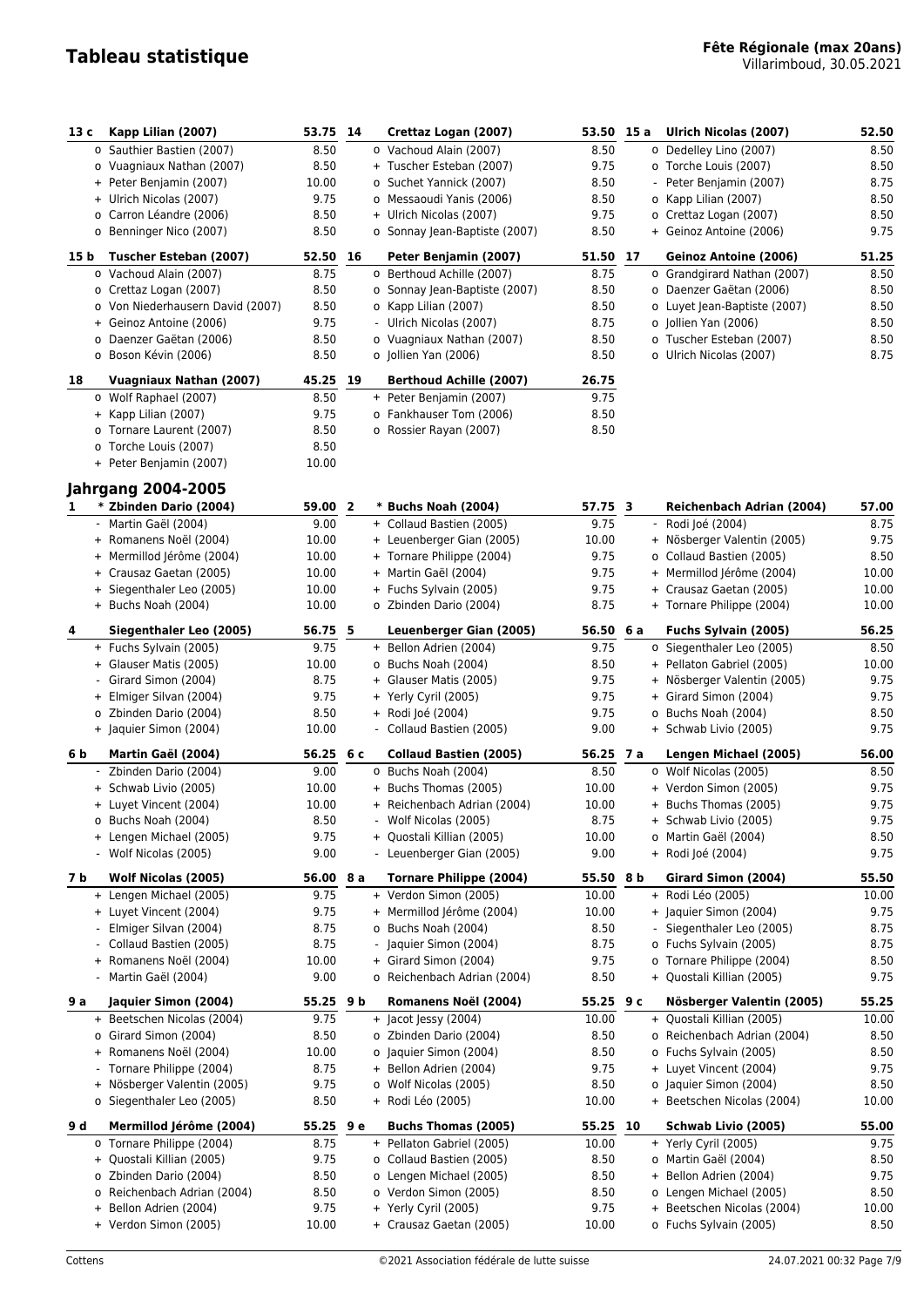# Tableau statistique

**Fête Régionale (max 20ans)**
Villarimboud, 30.05.2021

| Rang | Lutteur | Points |
|---|---|---|
| **13 c** | **Kapp Lilian (2007)** | **53.75** |
| o | Sauthier Bastien (2007) | 8.50 |
| o | Vuagniaux Nathan (2007) | 8.50 |
| + | Peter Benjamin (2007) | 10.00 |
| + | Ulrich Nicolas (2007) | 9.75 |
| o | Carron Léandre (2006) | 8.50 |
| o | Benninger Nico (2007) | 8.50 |
| **14** | **Crettaz Logan (2007)** | **53.50** |
| o | Vachoud Alain (2007) | 8.50 |
| + | Tuscher Esteban (2007) | 9.75 |
| o | Suchet Yannick (2007) | 8.50 |
| o | Messaoudi Yanis (2006) | 8.50 |
| + | Ulrich Nicolas (2007) | 9.75 |
| o | Sonnay Jean-Baptiste (2007) | 8.50 |
| **15 a** | **Ulrich Nicolas (2007)** | **52.50** |
| o | Dedelley Lino (2007) | 8.50 |
| o | Torche Louis (2007) | 8.50 |
| - | Peter Benjamin (2007) | 8.75 |
| o | Kapp Lilian (2007) | 8.50 |
| o | Crettaz Logan (2007) | 8.50 |
| + | Geinoz Antoine (2006) | 9.75 |
| **15 b** | **Tuscher Esteban (2007)** | **52.50** |
| o | Vachoud Alain (2007) | 8.75 |
| o | Crettaz Logan (2007) | 8.50 |
| o | Von Niederhausern David (2007) | 8.50 |
| + | Geinoz Antoine (2006) | 9.75 |
| o | Daenzer Gaëtan (2006) | 8.50 |
| o | Boson Kévin (2006) | 8.50 |
| **16** | **Peter Benjamin (2007)** | **51.50** |
| o | Berthoud Achille (2007) | 8.75 |
| o | Sonnay Jean-Baptiste (2007) | 8.50 |
| o | Kapp Lilian (2007) | 8.50 |
| - | Ulrich Nicolas (2007) | 8.75 |
| o | Vuagniaux Nathan (2007) | 8.50 |
| o | Jollien Yan (2006) | 8.50 |
| **17** | **Geinoz Antoine (2006)** | **51.25** |
| o | Grandgirard Nathan (2007) | 8.50 |
| o | Daenzer Gaëtan (2006) | 8.50 |
| o | Luyet Jean-Baptiste (2007) | 8.50 |
| o | Jollien Yan (2006) | 8.50 |
| o | Tuscher Esteban (2007) | 8.50 |
| o | Ulrich Nicolas (2007) | 8.75 |
| **18** | **Vuagniaux Nathan (2007)** | **45.25** |
| o | Wolf Raphael (2007) | 8.50 |
| + | Kapp Lilian (2007) | 9.75 |
| o | Tornare Laurent (2007) | 8.50 |
| o | Torche Louis (2007) | 8.50 |
| + | Peter Benjamin (2007) | 10.00 |
| **19** | **Berthoud Achille (2007)** | **26.75** |
| + | Peter Benjamin (2007) | 9.75 |
| o | Fankhauser Tom (2006) | 8.50 |
| o | Rossier Rayan (2007) | 8.50 |

## Jahrgang 2004-2005

| Rang | Lutteur | Points |
|---|---|---|
| **1** | ***** **Zbinden Dario (2004)** | **59.00** |
| - | Martin Gaël (2004) | 9.00 |
| + | Romanens Noël (2004) | 10.00 |
| + | Mermillod Jérôme (2004) | 10.00 |
| + | Crausaz Gaetan (2005) | 10.00 |
| + | Siegenthaler Leo (2005) | 10.00 |
| + | Buchs Noah (2004) | 10.00 |
| **2** | ***** **Buchs Noah (2004)** | **57.75** |
| + | Collaud Bastien (2005) | 9.75 |
| + | Leuenberger Gian (2005) | 10.00 |
| + | Tornare Philippe (2004) | 9.75 |
| + | Martin Gaël (2004) | 9.75 |
| + | Fuchs Sylvain (2005) | 9.75 |
| o | Zbinden Dario (2004) | 8.75 |
| **3** | **Reichenbach Adrian (2004)** | **57.00** |
| - | Rodi Joé (2004) | 8.75 |
| + | Nösberger Valentin (2005) | 9.75 |
| o | Collaud Bastien (2005) | 8.50 |
| + | Mermillod Jérôme (2004) | 10.00 |
| + | Crausaz Gaetan (2005) | 10.00 |
| + | Tornare Philippe (2004) | 10.00 |
| **4** | **Siegenthaler Leo (2005)** | **56.75** |
| + | Fuchs Sylvain (2005) | 9.75 |
| + | Glauser Matis (2005) | 10.00 |
| - | Girard Simon (2004) | 8.75 |
| + | Elmiger Silvan (2004) | 9.75 |
| o | Zbinden Dario (2004) | 8.50 |
| + | Jaquier Simon (2004) | 10.00 |
| **5** | **Leuenberger Gian (2005)** | **56.50** |
| + | Bellon Adrien (2004) | 9.75 |
| o | Buchs Noah (2004) | 8.50 |
| + | Glauser Matis (2005) | 9.75 |
| + | Yerly Cyril (2005) | 9.75 |
| + | Rodi Joé (2004) | 9.75 |
| - | Collaud Bastien (2005) | 9.00 |
| **6 a** | **Fuchs Sylvain (2005)** | **56.25** |
| o | Siegenthaler Leo (2005) | 8.50 |
| + | Pellaton Gabriel (2005) | 10.00 |
| + | Nösberger Valentin (2005) | 9.75 |
| + | Girard Simon (2004) | 9.75 |
| o | Buchs Noah (2004) | 8.50 |
| + | Schwab Livio (2005) | 9.75 |
| **6 b** | **Martin Gaël (2004)** | **56.25** |
| - | Zbinden Dario (2004) | 9.00 |
| + | Schwab Livio (2005) | 10.00 |
| + | Luyet Vincent (2004) | 10.00 |
| o | Buchs Noah (2004) | 8.50 |
| + | Lengen Michael (2005) | 9.75 |
| - | Wolf Nicolas (2005) | 9.00 |
| **6 c** | **Collaud Bastien (2005)** | **56.25** |
| o | Buchs Noah (2004) | 8.50 |
| + | Buchs Thomas (2005) | 10.00 |
| + | Reichenbach Adrian (2004) | 10.00 |
| - | Wolf Nicolas (2005) | 8.75 |
| + | Quostali Killian (2005) | 10.00 |
| - | Leuenberger Gian (2005) | 9.00 |
| **7 a** | **Lengen Michael (2005)** | **56.00** |
| o | Wolf Nicolas (2005) | 8.50 |
| + | Verdon Simon (2005) | 9.75 |
| + | Buchs Thomas (2005) | 9.75 |
| + | Schwab Livio (2005) | 9.75 |
| o | Martin Gaël (2004) | 8.50 |
| + | Rodi Joé (2004) | 9.75 |
| **7 b** | **Wolf Nicolas (2005)** | **56.00** |
| + | Lengen Michael (2005) | 9.75 |
| + | Luyet Vincent (2004) | 9.75 |
| - | Elmiger Silvan (2004) | 8.75 |
| - | Collaud Bastien (2005) | 8.75 |
| + | Romanens Noël (2004) | 10.00 |
| - | Martin Gaël (2004) | 9.00 |
| **8 a** | **Tornare Philippe (2004)** | **55.50** |
| + | Verdon Simon (2005) | 10.00 |
| + | Mermillod Jérôme (2004) | 10.00 |
| o | Buchs Noah (2004) | 8.50 |
| - | Jaquier Simon (2004) | 8.75 |
| + | Girard Simon (2004) | 9.75 |
| o | Reichenbach Adrian (2004) | 8.50 |
| **8 b** | **Girard Simon (2004)** | **55.50** |
| + | Rodi Léo (2005) | 10.00 |
| + | Jaquier Simon (2004) | 9.75 |
| - | Siegenthaler Leo (2005) | 8.75 |
| o | Fuchs Sylvain (2005) | 8.75 |
| o | Tornare Philippe (2004) | 8.50 |
| + | Quostali Killian (2005) | 9.75 |
| **9 a** | **Jaquier Simon (2004)** | **55.25** |
| + | Beetschen Nicolas (2004) | 9.75 |
| o | Girard Simon (2004) | 8.50 |
| + | Romanens Noël (2004) | 10.00 |
| - | Tornare Philippe (2004) | 8.75 |
| + | Nösberger Valentin (2005) | 9.75 |
| o | Siegenthaler Leo (2005) | 8.50 |
| **9 b** | **Romanens Noël (2004)** | **55.25** |
| + | Jacot Jessy (2004) | 10.00 |
| o | Zbinden Dario (2004) | 8.50 |
| o | Jaquier Simon (2004) | 8.50 |
| + | Bellon Adrien (2004) | 9.75 |
| o | Wolf Nicolas (2005) | 8.50 |
| + | Rodi Léo (2005) | 10.00 |
| **9 c** | **Nösberger Valentin (2005)** | **55.25** |
| + | Quostali Killian (2005) | 10.00 |
| o | Reichenbach Adrian (2004) | 8.50 |
| o | Fuchs Sylvain (2005) | 8.50 |
| + | Luyet Vincent (2004) | 9.75 |
| o | Jaquier Simon (2004) | 8.50 |
| + | Beetschen Nicolas (2004) | 10.00 |
| **9 d** | **Mermillod Jérôme (2004)** | **55.25** |
| o | Tornare Philippe (2004) | 8.75 |
| + | Quostali Killian (2005) | 9.75 |
| o | Zbinden Dario (2004) | 8.50 |
| o | Reichenbach Adrian (2004) | 8.50 |
| + | Bellon Adrien (2004) | 9.75 |
| + | Verdon Simon (2005) | 10.00 |
| **9 e** | **Buchs Thomas (2005)** | **55.25** |
| + | Pellaton Gabriel (2005) | 10.00 |
| o | Collaud Bastien (2005) | 8.50 |
| o | Lengen Michael (2005) | 8.50 |
| o | Verdon Simon (2005) | 8.50 |
| + | Yerly Cyril (2005) | 9.75 |
| + | Crausaz Gaetan (2005) | 10.00 |
| **10** | **Schwab Livio (2005)** | **55.00** |
| + | Yerly Cyril (2005) | 9.75 |
| o | Martin Gaël (2004) | 8.50 |
| + | Bellon Adrien (2004) | 9.75 |
| o | Lengen Michael (2005) | 8.50 |
| + | Beetschen Nicolas (2004) | 10.00 |
| o | Fuchs Sylvain (2005) | 8.50 |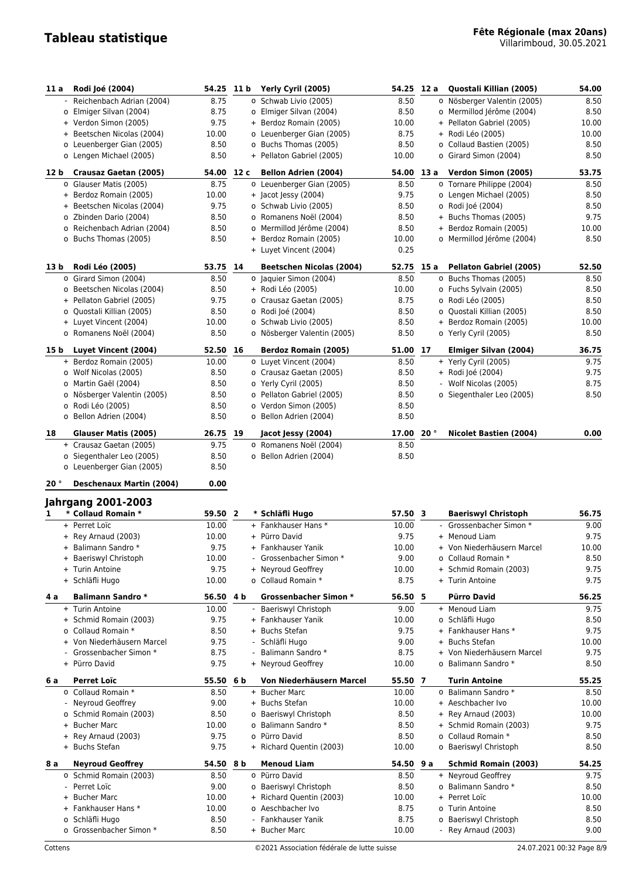# Tableau statistique

**Fête Régionale (max 20ans)**
Villarimboud, 30.05.2021

| Rang | Lutteur | Points | Rang | Lutteur | Points | Rang | Lutteur | Points |
|---|---|---|---|---|---|---|---|---|
| **11 a** | **Rodi Joé (2004)** | **54.25** | **11 b** | **Yerly Cyril (2005)** | **54.25** | **12 a** | **Quostali Killian (2005)** | **54.00** |
| - | Reichenbach Adrian (2004) | 8.75 | o | Schwab Livio (2005) | 8.50 | o | Nösberger Valentin (2005) | 8.50 |
| o | Elmiger Silvan (2004) | 8.75 | o | Elmiger Silvan (2004) | 8.50 | o | Mermillod Jérôme (2004) | 8.50 |
| + | Verdon Simon (2005) | 9.75 | + | Berdoz Romain (2005) | 10.00 | + | Pellaton Gabriel (2005) | 10.00 |
| + | Beetschen Nicolas (2004) | 10.00 | o | Leuenberger Gian (2005) | 8.75 | + | Rodi Léo (2005) | 10.00 |
| o | Leuenberger Gian (2005) | 8.50 | o | Buchs Thomas (2005) | 8.50 | o | Collaud Bastien (2005) | 8.50 |
| o | Lengen Michael (2005) | 8.50 | + | Pellaton Gabriel (2005) | 10.00 | o | Girard Simon (2004) | 8.50 |
| **12 b** | **Crausaz Gaetan (2005)** | **54.00** | **12 c** | **Bellon Adrien (2004)** | **54.00** | **13 a** | **Verdon Simon (2005)** | **53.75** |
| o | Glauser Matis (2005) | 8.75 | o | Leuenberger Gian (2005) | 8.50 | o | Tornare Philippe (2004) | 8.50 |
| + | Berdoz Romain (2005) | 10.00 | + | Jacot Jessy (2004) | 9.75 | o | Lengen Michael (2005) | 8.50 |
| + | Beetschen Nicolas (2004) | 9.75 | o | Schwab Livio (2005) | 8.50 | o | Rodi Joé (2004) | 8.50 |
| o | Zbinden Dario (2004) | 8.50 | o | Romanens Noël (2004) | 8.50 | + | Buchs Thomas (2005) | 9.75 |
| o | Reichenbach Adrian (2004) | 8.50 | o | Mermillod Jérôme (2004) | 8.50 | + | Berdoz Romain (2005) | 10.00 |
| o | Buchs Thomas (2005) | 8.50 | + | Berdoz Romain (2005) | 10.00 | o | Mermillod Jérôme (2004) | 8.50 |
| | | | + | Luyet Vincent (2004) | 0.25 | | | |
| **13 b** | **Rodi Léo (2005)** | **53.75** | **14** | **Beetschen Nicolas (2004)** | **52.75** | **15 a** | **Pellaton Gabriel (2005)** | **52.50** |
| o | Girard Simon (2004) | 8.50 | o | Jaquier Simon (2004) | 8.50 | o | Buchs Thomas (2005) | 8.50 |
| o | Beetschen Nicolas (2004) | 8.50 | + | Rodi Léo (2005) | 10.00 | o | Fuchs Sylvain (2005) | 8.50 |
| + | Pellaton Gabriel (2005) | 9.75 | o | Crausaz Gaetan (2005) | 8.75 | o | Rodi Léo (2005) | 8.50 |
| o | Quostali Killian (2005) | 8.50 | o | Rodi Joé (2004) | 8.50 | o | Quostali Killian (2005) | 8.50 |
| + | Luyet Vincent (2004) | 10.00 | o | Schwab Livio (2005) | 8.50 | + | Berdoz Romain (2005) | 10.00 |
| o | Romanens Noël (2004) | 8.50 | o | Nösberger Valentin (2005) | 8.50 | o | Yerly Cyril (2005) | 8.50 |
| **15 b** | **Luyet Vincent (2004)** | **52.50** | **16** | **Berdoz Romain (2005)** | **51.00** | **17** | **Elmiger Silvan (2004)** | **36.75** |
| + | Berdoz Romain (2005) | 10.00 | o | Luyet Vincent (2004) | 8.50 | + | Yerly Cyril (2005) | 9.75 |
| o | Wolf Nicolas (2005) | 8.50 | o | Crausaz Gaetan (2005) | 8.50 | + | Rodi Joé (2004) | 9.75 |
| o | Martin Gaël (2004) | 8.50 | o | Yerly Cyril (2005) | 8.50 | - | Wolf Nicolas (2005) | 8.75 |
| o | Nösberger Valentin (2005) | 8.50 | o | Pellaton Gabriel (2005) | 8.50 | o | Siegenthaler Leo (2005) | 8.50 |
| o | Rodi Léo (2005) | 8.50 | o | Verdon Simon (2005) | 8.50 | | | |
| o | Bellon Adrien (2004) | 8.50 | o | Bellon Adrien (2004) | 8.50 | | | |
| **18** | **Glauser Matis (2005)** | **26.75** | **19** | **Jacot Jessy (2004)** | **17.00** | **20 °** | **Nicolet Bastien (2004)** | **0.00** |
| + | Crausaz Gaetan (2005) | 9.75 | o | Romanens Noël (2004) | 8.50 | | | |
| o | Siegenthaler Leo (2005) | 8.50 | o | Bellon Adrien (2004) | 8.50 | | | |
| o | Leuenberger Gian (2005) | 8.50 | | | | | | |
| **20 °** | **Deschenaux Martin (2004)** | **0.00** | | | | | | |

## Jahrgang 2001-2003

| Rang | Lutteur | Points | Rang | Lutteur | Points | Rang | Lutteur | Points |
|---|---|---|---|---|---|---|---|---|
| **1** | *** Collaud Romain *** | **59.50** | **2** | *** Schläfli Hugo** | **57.50** | **3** | **Baeriswyl Christoph** | **56.75** |
| + | Perret Loïc | 10.00 | + | Fankhauser Hans * | 10.00 | - | Grossenbacher Simon * | 9.00 |
| + | Rey Arnaud (2003) | 10.00 | + | Pürro David | 9.75 | + | Menoud Liam | 9.75 |
| + | Balimann Sandro * | 9.75 | + | Fankhauser Yanik | 10.00 | + | Von Niederhäusern Marcel | 10.00 |
| + | Baeriswyl Christoph | 10.00 | - | Grossenbacher Simon * | 9.00 | o | Collaud Romain * | 8.50 |
| + | Turin Antoine | 9.75 | + | Neyroud Geoffrey | 10.00 | + | Schmid Romain (2003) | 9.75 |
| + | Schläfli Hugo | 10.00 | o | Collaud Romain * | 8.75 | + | Turin Antoine | 9.75 |
| **4 a** | **Balimann Sandro *** | **56.50** | **4 b** | **Grossenbacher Simon *** | **56.50** | **5** | **Pürro David** | **56.25** |
| + | Turin Antoine | 10.00 | - | Baeriswyl Christoph | 9.00 | + | Menoud Liam | 9.75 |
| + | Schmid Romain (2003) | 9.75 | + | Fankhauser Yanik | 10.00 | o | Schläfli Hugo | 8.50 |
| o | Collaud Romain * | 8.50 | + | Buchs Stefan | 9.75 | + | Fankhauser Hans * | 9.75 |
| + | Von Niederhäusern Marcel | 9.75 | - | Schläfli Hugo | 9.00 | + | Buchs Stefan | 10.00 |
| - | Grossenbacher Simon * | 8.75 | - | Balimann Sandro * | 8.75 | + | Von Niederhäusern Marcel | 9.75 |
| + | Pürro David | 9.75 | + | Neyroud Geoffrey | 10.00 | o | Balimann Sandro * | 8.50 |
| **6 a** | **Perret Loïc** | **55.50** | **6 b** | **Von Niederhäusern Marcel** | **55.50** | **7** | **Turin Antoine** | **55.25** |
| o | Collaud Romain * | 8.50 | + | Bucher Marc | 10.00 | o | Balimann Sandro * | 8.50 |
| - | Neyroud Geoffrey | 9.00 | + | Buchs Stefan | 10.00 | + | Aeschbacher Ivo | 10.00 |
| o | Schmid Romain (2003) | 8.50 | o | Baeriswyl Christoph | 8.50 | + | Rey Arnaud (2003) | 10.00 |
| + | Bucher Marc | 10.00 | o | Balimann Sandro * | 8.50 | + | Schmid Romain (2003) | 9.75 |
| + | Rey Arnaud (2003) | 9.75 | o | Pürro David | 8.50 | o | Collaud Romain * | 8.50 |
| + | Buchs Stefan | 9.75 | + | Richard Quentin (2003) | 10.00 | o | Baeriswyl Christoph | 8.50 |
| **8 a** | **Neyroud Geoffrey** | **54.50** | **8 b** | **Menoud Liam** | **54.50** | **9 a** | **Schmid Romain (2003)** | **54.25** |
| o | Schmid Romain (2003) | 8.50 | o | Pürro David | 8.50 | + | Neyroud Geoffrey | 9.75 |
| - | Perret Loïc | 9.00 | o | Baeriswyl Christoph | 8.50 | o | Balimann Sandro * | 8.50 |
| + | Bucher Marc | 10.00 | + | Richard Quentin (2003) | 10.00 | + | Perret Loïc | 10.00 |
| + | Fankhauser Hans * | 10.00 | o | Aeschbacher Ivo | 8.75 | o | Turin Antoine | 8.50 |
| o | Schläfli Hugo | 8.50 | - | Fankhauser Yanik | 8.75 | o | Baeriswyl Christoph | 8.50 |
| o | Grossenbacher Simon * | 8.50 | + | Bucher Marc | 10.00 | - | Rey Arnaud (2003) | 9.00 |

Cottens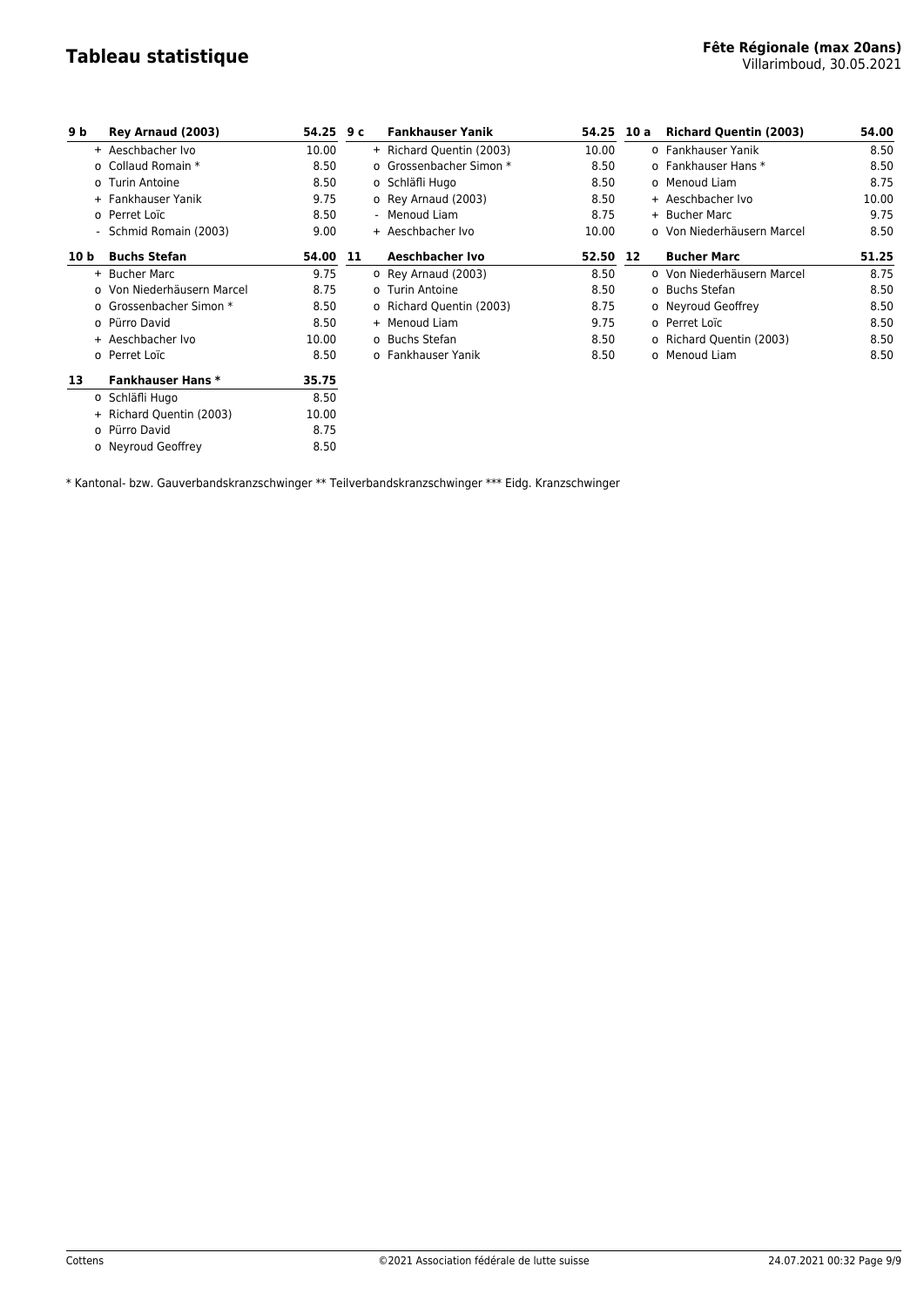# Tableau statistique

**Fête Régionale (max 20ans)**
Villarimboud, 30.05.2021

| 9 b | Rey Arnaud (2003) | 54.25 |
|---|---|---|
| + | Aeschbacher Ivo | 10.00 |
| o | Collaud Romain * | 8.50 |
| o | Turin Antoine | 8.50 |
| + | Fankhauser Yanik | 9.75 |
| o | Perret Loïc | 8.50 |
| - | Schmid Romain (2003) | 9.00 |

| 9 c | Fankhauser Yanik | 54.25 |
|---|---|---|
| + | Richard Quentin (2003) | 10.00 |
| o | Grossenbacher Simon * | 8.50 |
| o | Schläfli Hugo | 8.50 |
| o | Rey Arnaud (2003) | 8.50 |
| - | Menoud Liam | 8.75 |
| + | Aeschbacher Ivo | 10.00 |

| 10 a | Richard Quentin (2003) | 54.00 |
|---|---|---|
| o | Fankhauser Yanik | 8.50 |
| o | Fankhauser Hans * | 8.50 |
| o | Menoud Liam | 8.75 |
| + | Aeschbacher Ivo | 10.00 |
| + | Bucher Marc | 9.75 |
| o | Von Niederhäusern Marcel | 8.50 |

| 10 b | Buchs Stefan | 54.00 |
|---|---|---|
| + | Bucher Marc | 9.75 |
| o | Von Niederhäusern Marcel | 8.75 |
| o | Grossenbacher Simon * | 8.50 |
| o | Pürro David | 8.50 |
| + | Aeschbacher Ivo | 10.00 |
| o | Perret Loïc | 8.50 |

| 11 | Aeschbacher Ivo | 52.50 |
|---|---|---|
| o | Rey Arnaud (2003) | 8.50 |
| o | Turin Antoine | 8.50 |
| o | Richard Quentin (2003) | 8.75 |
| + | Menoud Liam | 9.75 |
| o | Buchs Stefan | 8.50 |
| o | Fankhauser Yanik | 8.50 |

| 12 | Bucher Marc | 51.25 |
|---|---|---|
| o | Von Niederhäusern Marcel | 8.75 |
| o | Buchs Stefan | 8.50 |
| o | Neyroud Geoffrey | 8.50 |
| o | Perret Loïc | 8.50 |
| o | Richard Quentin (2003) | 8.50 |
| o | Menoud Liam | 8.50 |

| 13 | Fankhauser Hans * | 35.75 |
|---|---|---|
| o | Schläfli Hugo | 8.50 |
| + | Richard Quentin (2003) | 10.00 |
| o | Pürro David | 8.75 |
| o | Neyroud Geoffrey | 8.50 |

* Kantonal- bzw. Gauverbandskranzschwinger ** Teilverbandskranzschwinger *** Eidg. Kranzschwinger